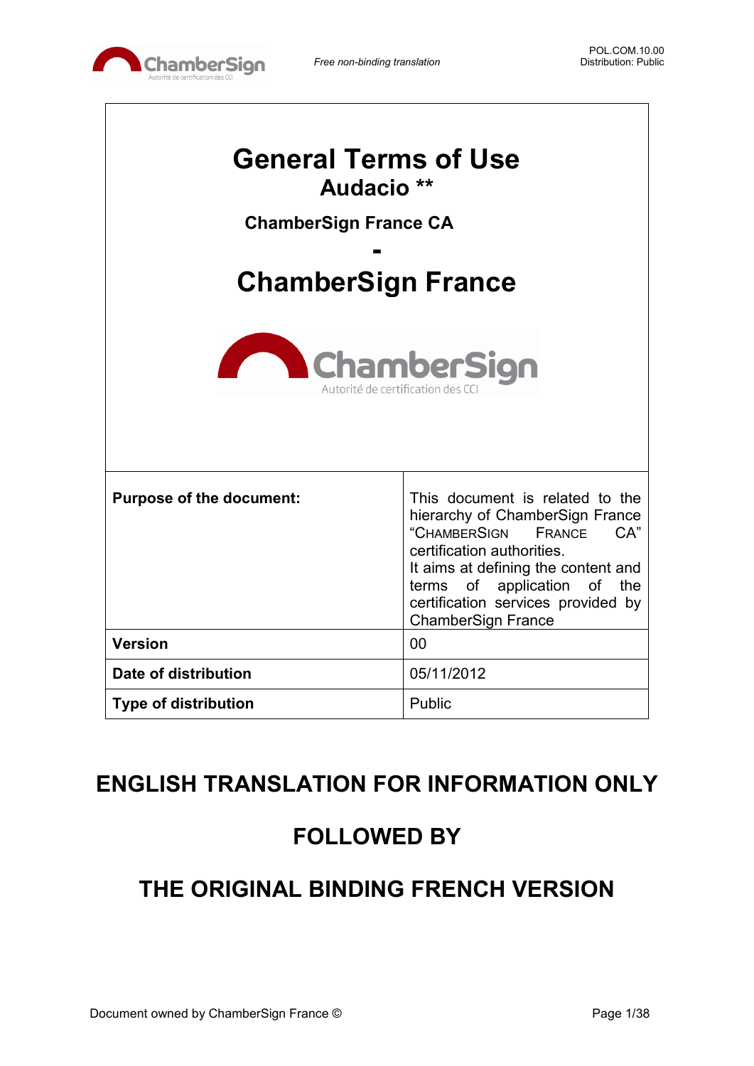# General Terms of Use

## Audacio **

### ChamberSign France CA

**-**

## ChamberSign France

| Purpose of the document: | This document is related to the hierarchy of ChamberSign France "CHAMBERSIGN FRANCE CA" certification authorities. It aims at defining the content and terms of application of the certification services provided by ChamberSign France |
|---|---|
| **Version** | 00 |
| **Date of distribution** | 05/11/2012 |
| **Type of distribution** | Public |

## ENGLISH TRANSLATION FOR INFORMATION ONLY

## FOLLOWED BY

## THE ORIGINAL BINDING FRENCH VERSION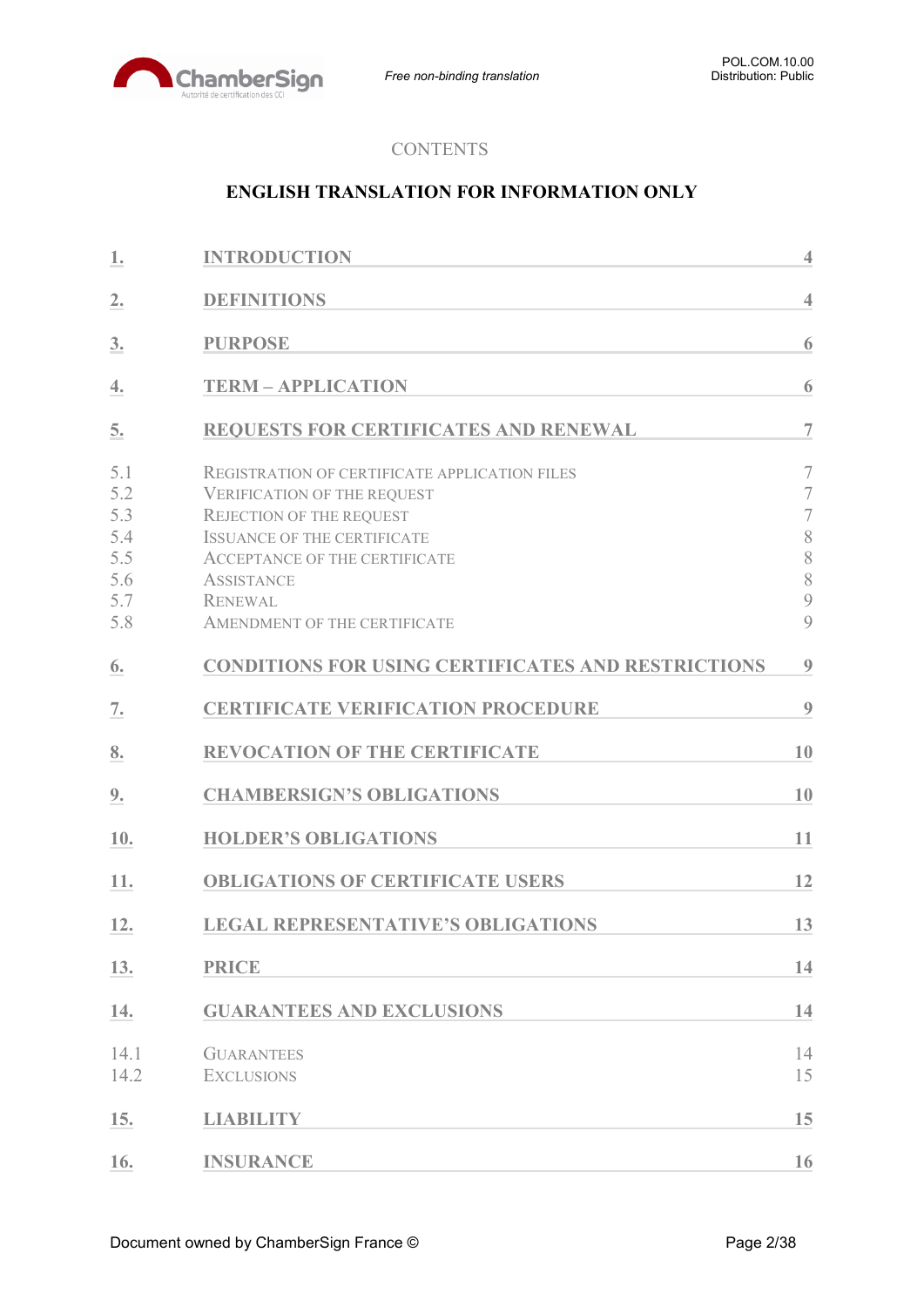CONTENTS

**ENGLISH TRANSLATION FOR INFORMATION ONLY**

| | | |
|---|---|---|
| 1. | INTRODUCTION | 4 |
| 2. | DEFINITIONS | 4 |
| 3. | PURPOSE | 6 |
| 4. | TERM – APPLICATION | 6 |
| 5. | REQUESTS FOR CERTIFICATES AND RENEWAL | 7 |
| 5.1 | Registration of certificate application files | 7 |
| 5.2 | Verification of the request | 7 |
| 5.3 | Rejection of the request | 7 |
| 5.4 | Issuance of the certificate | 8 |
| 5.5 | Acceptance of the certificate | 8 |
| 5.6 | Assistance | 8 |
| 5.7 | Renewal | 9 |
| 5.8 | Amendment of the certificate | 9 |
| 6. | CONDITIONS FOR USING CERTIFICATES AND RESTRICTIONS | 9 |
| 7. | CERTIFICATE VERIFICATION PROCEDURE | 9 |
| 8. | REVOCATION OF THE CERTIFICATE | 10 |
| 9. | CHAMBERSIGN'S OBLIGATIONS | 10 |
| 10. | HOLDER'S OBLIGATIONS | 11 |
| 11. | OBLIGATIONS OF CERTIFICATE USERS | 12 |
| 12. | LEGAL REPRESENTATIVE'S OBLIGATIONS | 13 |
| 13. | PRICE | 14 |
| 14. | GUARANTEES AND EXCLUSIONS | 14 |
| 14.1 | Guarantees | 14 |
| 14.2 | Exclusions | 15 |
| 15. | LIABILITY | 15 |
| 16. | INSURANCE | 16 |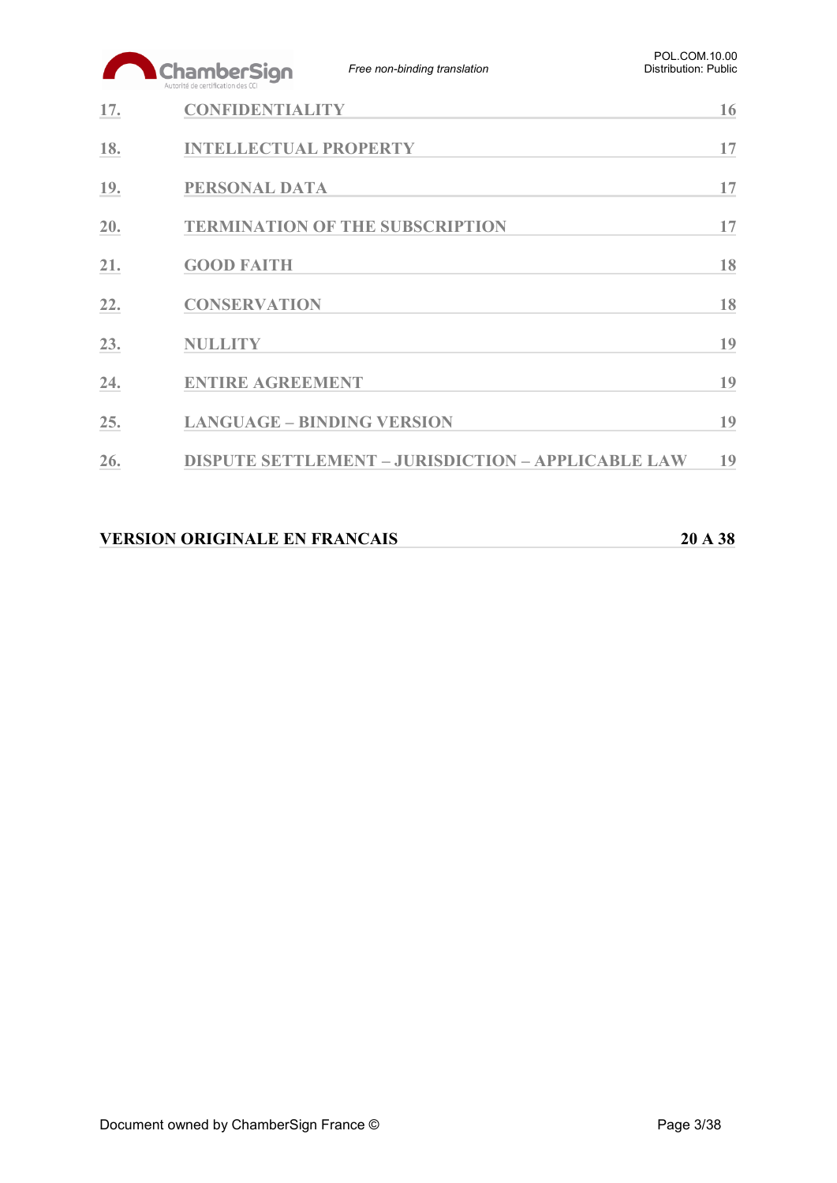| | | |
|---|---|---|
| 17. | CONFIDENTIALITY | 16 |
| 18. | INTELLECTUAL PROPERTY | 17 |
| 19. | PERSONAL DATA | 17 |
| 20. | TERMINATION OF THE SUBSCRIPTION | 17 |
| 21. | GOOD FAITH | 18 |
| 22. | CONSERVATION | 18 |
| 23. | NULLITY | 19 |
| 24. | ENTIRE AGREEMENT | 19 |
| 25. | LANGUAGE – BINDING VERSION | 19 |
| 26. | DISPUTE SETTLEMENT – JURISDICTION – APPLICABLE LAW | 19 |

**VERSION ORIGINALE EN FRANCAIS** **20 A 38**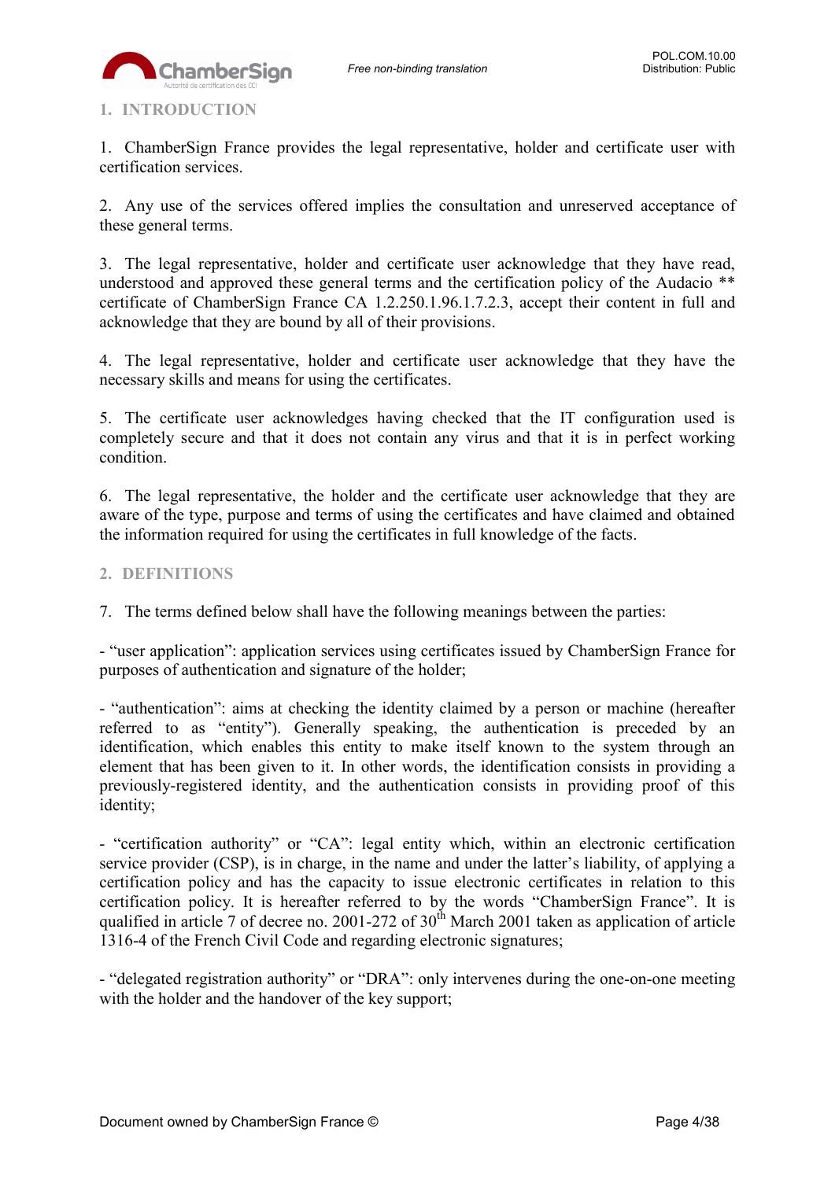## 1. INTRODUCTION

1. ChamberSign France provides the legal representative, holder and certificate user with certification services.

2. Any use of the services offered implies the consultation and unreserved acceptance of these general terms.

3. The legal representative, holder and certificate user acknowledge that they have read, understood and approved these general terms and the certification policy of the Audacio ** certificate of ChamberSign France CA 1.2.250.1.96.1.7.2.3, accept their content in full and acknowledge that they are bound by all of their provisions.

4. The legal representative, holder and certificate user acknowledge that they have the necessary skills and means for using the certificates.

5. The certificate user acknowledges having checked that the IT configuration used is completely secure and that it does not contain any virus and that it is in perfect working condition.

6. The legal representative, the holder and the certificate user acknowledge that they are aware of the type, purpose and terms of using the certificates and have claimed and obtained the information required for using the certificates in full knowledge of the facts.

## 2. DEFINITIONS

7. The terms defined below shall have the following meanings between the parties:

- "user application": application services using certificates issued by ChamberSign France for purposes of authentication and signature of the holder;

- "authentication": aims at checking the identity claimed by a person or machine (hereafter referred to as "entity"). Generally speaking, the authentication is preceded by an identification, which enables this entity to make itself known to the system through an element that has been given to it. In other words, the identification consists in providing a previously-registered identity, and the authentication consists in providing proof of this identity;

- "certification authority" or "CA": legal entity which, within an electronic certification service provider (CSP), is in charge, in the name and under the latter's liability, of applying a certification policy and has the capacity to issue electronic certificates in relation to this certification policy. It is hereafter referred to by the words "ChamberSign France". It is qualified in article 7 of decree no. 2001-272 of 30th March 2001 taken as application of article 1316-4 of the French Civil Code and regarding electronic signatures;

- "delegated registration authority" or "DRA": only intervenes during the one-on-one meeting with the holder and the handover of the key support;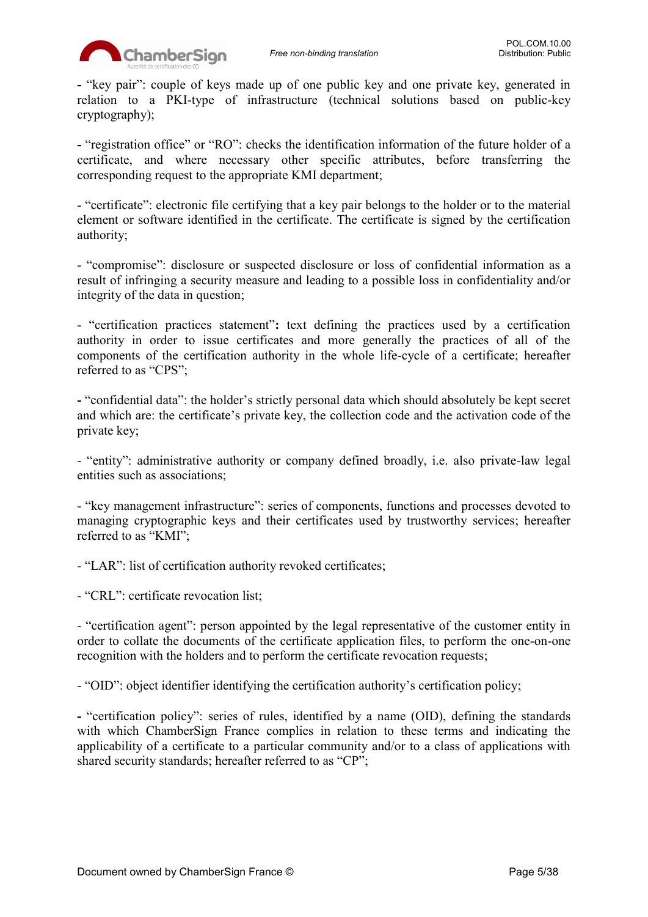- “key pair”: couple of keys made up of one public key and one private key, generated in relation to a PKI-type of infrastructure (technical solutions based on public-key cryptography);

- “registration office” or “RO”: checks the identification information of the future holder of a certificate, and where necessary other specific attributes, before transferring the corresponding request to the appropriate KMI department;

- “certificate”: electronic file certifying that a key pair belongs to the holder or to the material element or software identified in the certificate. The certificate is signed by the certification authority;

- “compromise”: disclosure or suspected disclosure or loss of confidential information as a result of infringing a security measure and leading to a possible loss in confidentiality and/or integrity of the data in question;

- “certification practices statement”**:** text defining the practices used by a certification authority in order to issue certificates and more generally the practices of all of the components of the certification authority in the whole life-cycle of a certificate; hereafter referred to as “CPS”;

- “confidential data”: the holder’s strictly personal data which should absolutely be kept secret and which are: the certificate’s private key, the collection code and the activation code of the private key;

- “entity”: administrative authority or company defined broadly, i.e. also private-law legal entities such as associations;

- “key management infrastructure”: series of components, functions and processes devoted to managing cryptographic keys and their certificates used by trustworthy services; hereafter referred to as “KMI”;

- “LAR”: list of certification authority revoked certificates;

- “CRL”: certificate revocation list;

- “certification agent”: person appointed by the legal representative of the customer entity in order to collate the documents of the certificate application files, to perform the one-on-one recognition with the holders and to perform the certificate revocation requests;

- “OID”: object identifier identifying the certification authority’s certification policy;

- “certification policy”: series of rules, identified by a name (OID), defining the standards with which ChamberSign France complies in relation to these terms and indicating the applicability of a certificate to a particular community and/or to a class of applications with shared security standards; hereafter referred to as “CP”;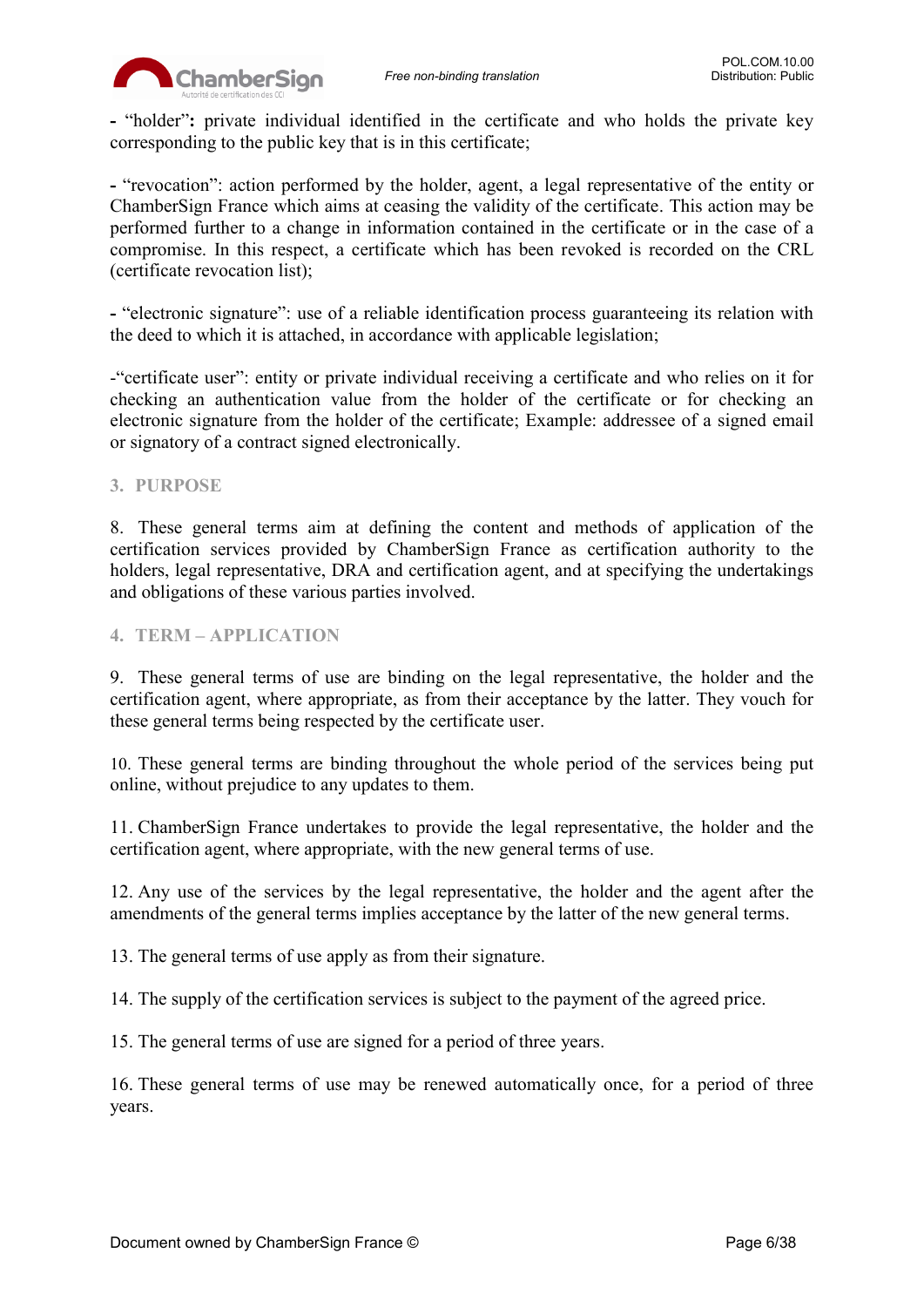- “holder”**:** private individual identified in the certificate and who holds the private key corresponding to the public key that is in this certificate;

- “revocation”: action performed by the holder, agent, a legal representative of the entity or ChamberSign France which aims at ceasing the validity of the certificate. This action may be performed further to a change in information contained in the certificate or in the case of a compromise. In this respect, a certificate which has been revoked is recorded on the CRL (certificate revocation list);

- “electronic signature”: use of a reliable identification process guaranteeing its relation with the deed to which it is attached, in accordance with applicable legislation;

-“certificate user”: entity or private individual receiving a certificate and who relies on it for checking an authentication value from the holder of the certificate or for checking an electronic signature from the holder of the certificate; Example: addressee of a signed email or signatory of a contract signed electronically.

## 3. PURPOSE

8. These general terms aim at defining the content and methods of application of the certification services provided by ChamberSign France as certification authority to the holders, legal representative, DRA and certification agent, and at specifying the undertakings and obligations of these various parties involved.

## 4. TERM – APPLICATION

9. These general terms of use are binding on the legal representative, the holder and the certification agent, where appropriate, as from their acceptance by the latter. They vouch for these general terms being respected by the certificate user.

10. These general terms are binding throughout the whole period of the services being put online, without prejudice to any updates to them.

11. ChamberSign France undertakes to provide the legal representative, the holder and the certification agent, where appropriate, with the new general terms of use.

12. Any use of the services by the legal representative, the holder and the agent after the amendments of the general terms implies acceptance by the latter of the new general terms.

13. The general terms of use apply as from their signature.

14. The supply of the certification services is subject to the payment of the agreed price.

15. The general terms of use are signed for a period of three years.

16. These general terms of use may be renewed automatically once, for a period of three years.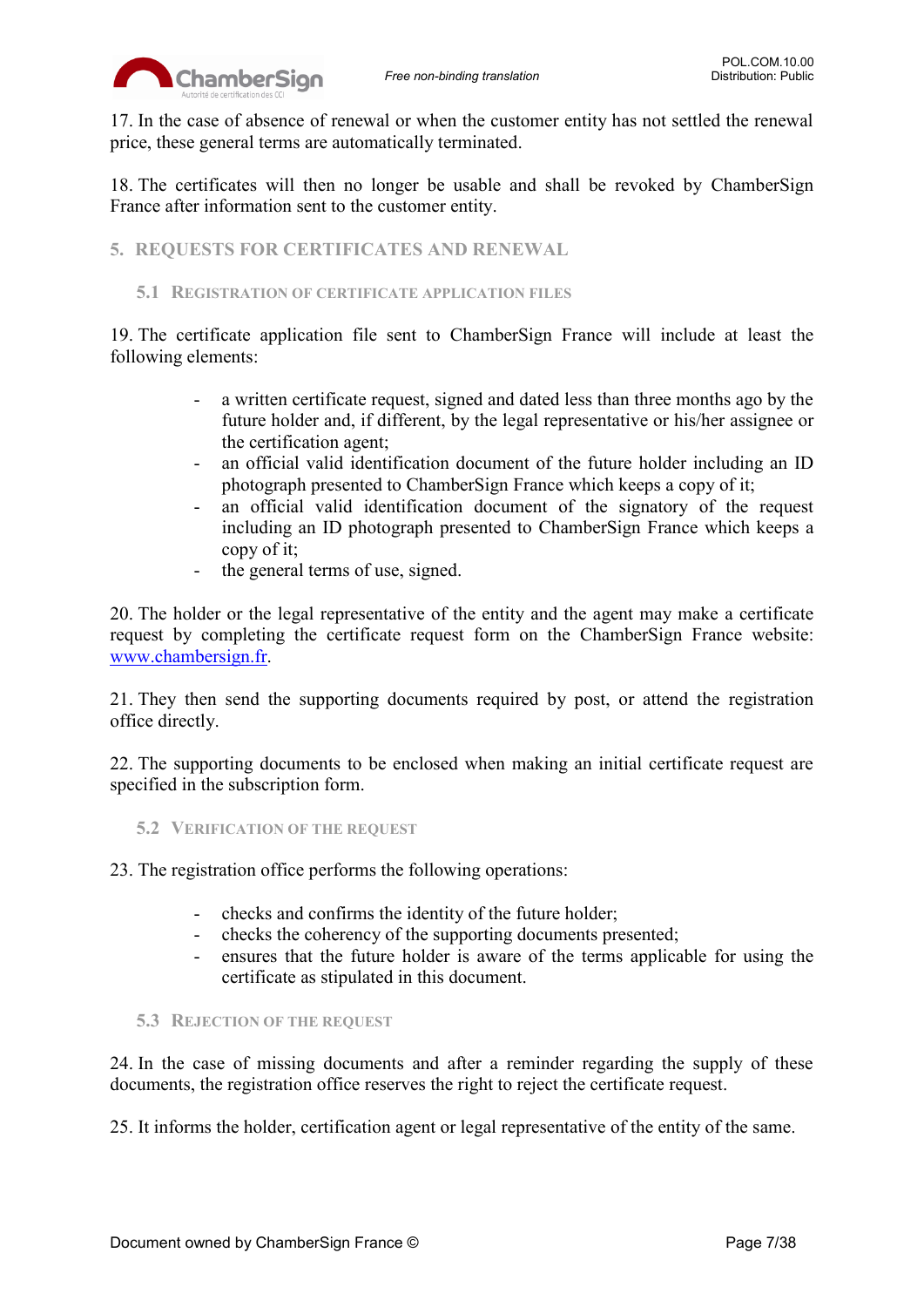17. In the case of absence of renewal or when the customer entity has not settled the renewal price, these general terms are automatically terminated.

18. The certificates will then no longer be usable and shall be revoked by ChamberSign France after information sent to the customer entity.

## 5. REQUESTS FOR CERTIFICATES AND RENEWAL

### 5.1 Registration of certificate application files

19. The certificate application file sent to ChamberSign France will include at least the following elements:

- a written certificate request, signed and dated less than three months ago by the future holder and, if different, by the legal representative or his/her assignee or the certification agent;
- an official valid identification document of the future holder including an ID photograph presented to ChamberSign France which keeps a copy of it;
- an official valid identification document of the signatory of the request including an ID photograph presented to ChamberSign France which keeps a copy of it;
- the general terms of use, signed.

20. The holder or the legal representative of the entity and the agent may make a certificate request by completing the certificate request form on the ChamberSign France website: [www.chambersign.fr](http://www.chambersign.fr).

21. They then send the supporting documents required by post, or attend the registration office directly.

22. The supporting documents to be enclosed when making an initial certificate request are specified in the subscription form.

### 5.2 Verification of the request

23. The registration office performs the following operations:

- checks and confirms the identity of the future holder;
- checks the coherency of the supporting documents presented;
- ensures that the future holder is aware of the terms applicable for using the certificate as stipulated in this document.

### 5.3 Rejection of the request

24. In the case of missing documents and after a reminder regarding the supply of these documents, the registration office reserves the right to reject the certificate request.

25. It informs the holder, certification agent or legal representative of the entity of the same.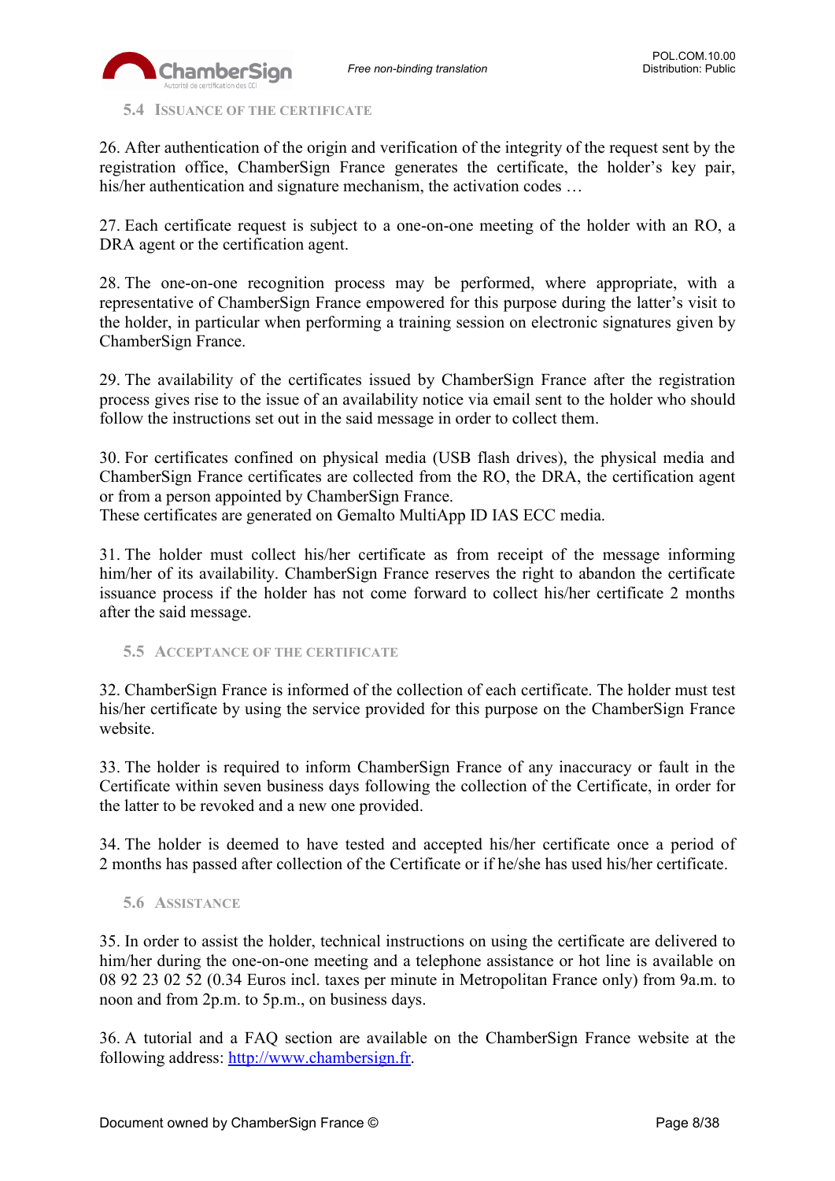### 5.4 Issuance of the certificate

26. After authentication of the origin and verification of the integrity of the request sent by the registration office, ChamberSign France generates the certificate, the holder's key pair, his/her authentication and signature mechanism, the activation codes …

27. Each certificate request is subject to a one-on-one meeting of the holder with an RO, a DRA agent or the certification agent.

28. The one-on-one recognition process may be performed, where appropriate, with a representative of ChamberSign France empowered for this purpose during the latter's visit to the holder, in particular when performing a training session on electronic signatures given by ChamberSign France.

29. The availability of the certificates issued by ChamberSign France after the registration process gives rise to the issue of an availability notice via email sent to the holder who should follow the instructions set out in the said message in order to collect them.

30. For certificates confined on physical media (USB flash drives), the physical media and ChamberSign France certificates are collected from the RO, the DRA, the certification agent or from a person appointed by ChamberSign France.
These certificates are generated on Gemalto MultiApp ID IAS ECC media.

31. The holder must collect his/her certificate as from receipt of the message informing him/her of its availability. ChamberSign France reserves the right to abandon the certificate issuance process if the holder has not come forward to collect his/her certificate 2 months after the said message.

### 5.5 Acceptance of the certificate

32. ChamberSign France is informed of the collection of each certificate. The holder must test his/her certificate by using the service provided for this purpose on the ChamberSign France website.

33. The holder is required to inform ChamberSign France of any inaccuracy or fault in the Certificate within seven business days following the collection of the Certificate, in order for the latter to be revoked and a new one provided.

34. The holder is deemed to have tested and accepted his/her certificate once a period of 2 months has passed after collection of the Certificate or if he/she has used his/her certificate.

### 5.6 Assistance

35. In order to assist the holder, technical instructions on using the certificate are delivered to him/her during the one-on-one meeting and a telephone assistance or hot line is available on 08 92 23 02 52 (0.34 Euros incl. taxes per minute in Metropolitan France only) from 9a.m. to noon and from 2p.m. to 5p.m., on business days.

36. A tutorial and a FAQ section are available on the ChamberSign France website at the following address: http://www.chambersign.fr.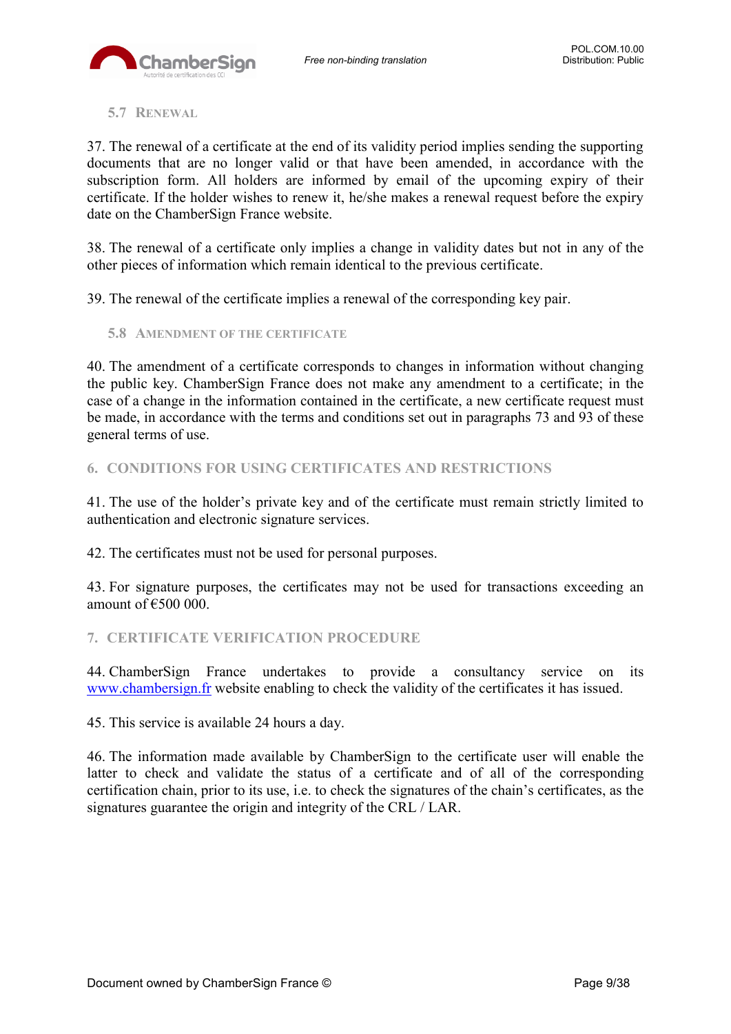### 5.7 Renewal

37. The renewal of a certificate at the end of its validity period implies sending the supporting documents that are no longer valid or that have been amended, in accordance with the subscription form. All holders are informed by email of the upcoming expiry of their certificate. If the holder wishes to renew it, he/she makes a renewal request before the expiry date on the ChamberSign France website.

38. The renewal of a certificate only implies a change in validity dates but not in any of the other pieces of information which remain identical to the previous certificate.

39. The renewal of the certificate implies a renewal of the corresponding key pair.

### 5.8 Amendment of the certificate

40. The amendment of a certificate corresponds to changes in information without changing the public key. ChamberSign France does not make any amendment to a certificate; in the case of a change in the information contained in the certificate, a new certificate request must be made, in accordance with the terms and conditions set out in paragraphs 73 and 93 of these general terms of use.

## 6. CONDITIONS FOR USING CERTIFICATES AND RESTRICTIONS

41. The use of the holder's private key and of the certificate must remain strictly limited to authentication and electronic signature services.

42. The certificates must not be used for personal purposes.

43. For signature purposes, the certificates may not be used for transactions exceeding an amount of €500 000.

## 7. CERTIFICATE VERIFICATION PROCEDURE

44. ChamberSign France undertakes to provide a consultancy service on its [www.chambersign.fr](http://www.chambersign.fr) website enabling to check the validity of the certificates it has issued.

45. This service is available 24 hours a day.

46. The information made available by ChamberSign to the certificate user will enable the latter to check and validate the status of a certificate and of all of the corresponding certification chain, prior to its use, i.e. to check the signatures of the chain's certificates, as the signatures guarantee the origin and integrity of the CRL / LAR.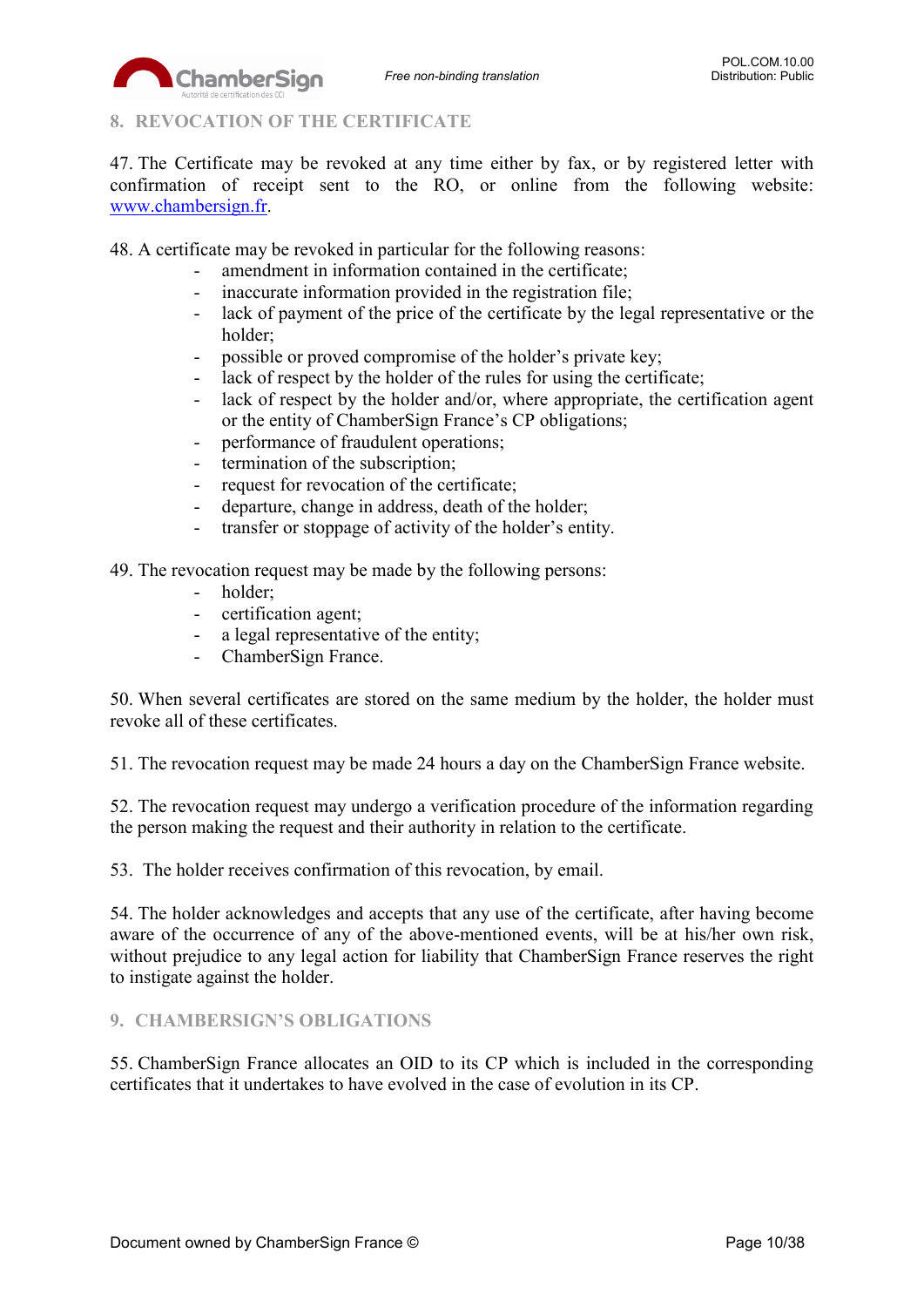## 8. REVOCATION OF THE CERTIFICATE

47. The Certificate may be revoked at any time either by fax, or by registered letter with confirmation of receipt sent to the RO, or online from the following website: [www.chambersign.fr](http://www.chambersign.fr).

48. A certificate may be revoked in particular for the following reasons:

- amendment in information contained in the certificate;
- inaccurate information provided in the registration file;
- lack of payment of the price of the certificate by the legal representative or the holder;
- possible or proved compromise of the holder's private key;
- lack of respect by the holder of the rules for using the certificate;
- lack of respect by the holder and/or, where appropriate, the certification agent or the entity of ChamberSign France's CP obligations;
- performance of fraudulent operations;
- termination of the subscription;
- request for revocation of the certificate;
- departure, change in address, death of the holder;
- transfer or stoppage of activity of the holder's entity.

49. The revocation request may be made by the following persons:

- holder;
- certification agent;
- a legal representative of the entity;
- ChamberSign France.

50. When several certificates are stored on the same medium by the holder, the holder must revoke all of these certificates.

51. The revocation request may be made 24 hours a day on the ChamberSign France website.

52. The revocation request may undergo a verification procedure of the information regarding the person making the request and their authority in relation to the certificate.

53. The holder receives confirmation of this revocation, by email.

54. The holder acknowledges and accepts that any use of the certificate, after having become aware of the occurrence of any of the above-mentioned events, will be at his/her own risk, without prejudice to any legal action for liability that ChamberSign France reserves the right to instigate against the holder.

## 9. CHAMBERSIGN'S OBLIGATIONS

55. ChamberSign France allocates an OID to its CP which is included in the corresponding certificates that it undertakes to have evolved in the case of evolution in its CP.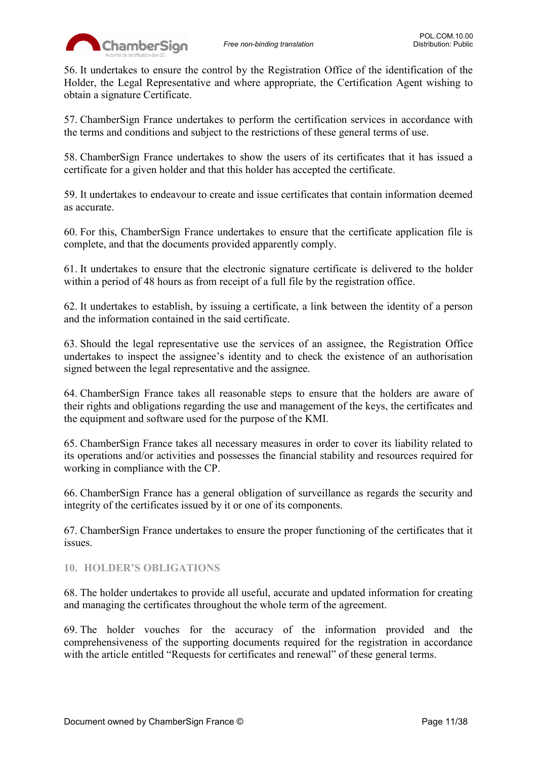56. It undertakes to ensure the control by the Registration Office of the identification of the Holder, the Legal Representative and where appropriate, the Certification Agent wishing to obtain a signature Certificate.

57. ChamberSign France undertakes to perform the certification services in accordance with the terms and conditions and subject to the restrictions of these general terms of use.

58. ChamberSign France undertakes to show the users of its certificates that it has issued a certificate for a given holder and that this holder has accepted the certificate.

59. It undertakes to endeavour to create and issue certificates that contain information deemed as accurate.

60. For this, ChamberSign France undertakes to ensure that the certificate application file is complete, and that the documents provided apparently comply.

61. It undertakes to ensure that the electronic signature certificate is delivered to the holder within a period of 48 hours as from receipt of a full file by the registration office.

62. It undertakes to establish, by issuing a certificate, a link between the identity of a person and the information contained in the said certificate.

63. Should the legal representative use the services of an assignee, the Registration Office undertakes to inspect the assignee's identity and to check the existence of an authorisation signed between the legal representative and the assignee.

64. ChamberSign France takes all reasonable steps to ensure that the holders are aware of their rights and obligations regarding the use and management of the keys, the certificates and the equipment and software used for the purpose of the KMI.

65. ChamberSign France takes all necessary measures in order to cover its liability related to its operations and/or activities and possesses the financial stability and resources required for working in compliance with the CP.

66. ChamberSign France has a general obligation of surveillance as regards the security and integrity of the certificates issued by it or one of its components.

67. ChamberSign France undertakes to ensure the proper functioning of the certificates that it issues.

## 10. HOLDER'S OBLIGATIONS

68. The holder undertakes to provide all useful, accurate and updated information for creating and managing the certificates throughout the whole term of the agreement.

69. The holder vouches for the accuracy of the information provided and the comprehensiveness of the supporting documents required for the registration in accordance with the article entitled "Requests for certificates and renewal" of these general terms.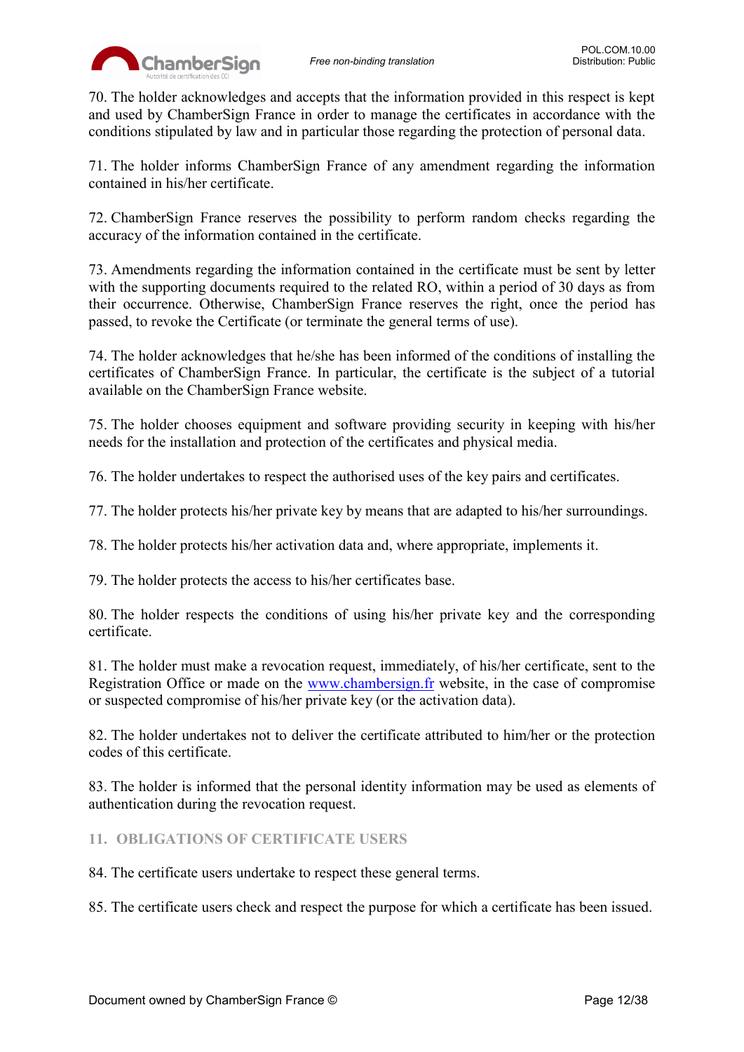70. The holder acknowledges and accepts that the information provided in this respect is kept and used by ChamberSign France in order to manage the certificates in accordance with the conditions stipulated by law and in particular those regarding the protection of personal data.

71. The holder informs ChamberSign France of any amendment regarding the information contained in his/her certificate.

72. ChamberSign France reserves the possibility to perform random checks regarding the accuracy of the information contained in the certificate.

73. Amendments regarding the information contained in the certificate must be sent by letter with the supporting documents required to the related RO, within a period of 30 days as from their occurrence. Otherwise, ChamberSign France reserves the right, once the period has passed, to revoke the Certificate (or terminate the general terms of use).

74. The holder acknowledges that he/she has been informed of the conditions of installing the certificates of ChamberSign France. In particular, the certificate is the subject of a tutorial available on the ChamberSign France website.

75. The holder chooses equipment and software providing security in keeping with his/her needs for the installation and protection of the certificates and physical media.

76. The holder undertakes to respect the authorised uses of the key pairs and certificates.

77. The holder protects his/her private key by means that are adapted to his/her surroundings.

78. The holder protects his/her activation data and, where appropriate, implements it.

79. The holder protects the access to his/her certificates base.

80. The holder respects the conditions of using his/her private key and the corresponding certificate.

81. The holder must make a revocation request, immediately, of his/her certificate, sent to the Registration Office or made on the www.chambersign.fr website, in the case of compromise or suspected compromise of his/her private key (or the activation data).

82. The holder undertakes not to deliver the certificate attributed to him/her or the protection codes of this certificate.

83. The holder is informed that the personal identity information may be used as elements of authentication during the revocation request.

## 11. OBLIGATIONS OF CERTIFICATE USERS

84. The certificate users undertake to respect these general terms.

85. The certificate users check and respect the purpose for which a certificate has been issued.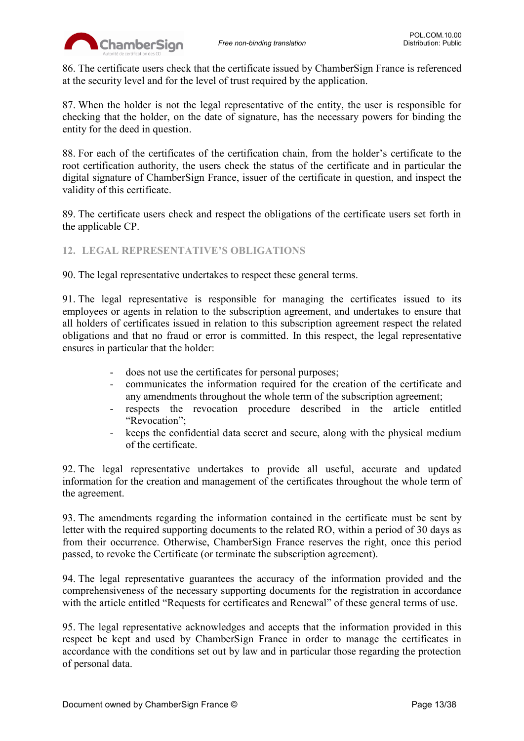86. The certificate users check that the certificate issued by ChamberSign France is referenced at the security level and for the level of trust required by the application.

87. When the holder is not the legal representative of the entity, the user is responsible for checking that the holder, on the date of signature, has the necessary powers for binding the entity for the deed in question.

88. For each of the certificates of the certification chain, from the holder's certificate to the root certification authority, the users check the status of the certificate and in particular the digital signature of ChamberSign France, issuer of the certificate in question, and inspect the validity of this certificate.

89. The certificate users check and respect the obligations of the certificate users set forth in the applicable CP.

## 12. LEGAL REPRESENTATIVE'S OBLIGATIONS

90. The legal representative undertakes to respect these general terms.

91. The legal representative is responsible for managing the certificates issued to its employees or agents in relation to the subscription agreement, and undertakes to ensure that all holders of certificates issued in relation to this subscription agreement respect the related obligations and that no fraud or error is committed. In this respect, the legal representative ensures in particular that the holder:

- does not use the certificates for personal purposes;
- communicates the information required for the creation of the certificate and any amendments throughout the whole term of the subscription agreement;
- respects the revocation procedure described in the article entitled "Revocation";
- keeps the confidential data secret and secure, along with the physical medium of the certificate.

92. The legal representative undertakes to provide all useful, accurate and updated information for the creation and management of the certificates throughout the whole term of the agreement.

93. The amendments regarding the information contained in the certificate must be sent by letter with the required supporting documents to the related RO, within a period of 30 days as from their occurrence. Otherwise, ChamberSign France reserves the right, once this period passed, to revoke the Certificate (or terminate the subscription agreement).

94. The legal representative guarantees the accuracy of the information provided and the comprehensiveness of the necessary supporting documents for the registration in accordance with the article entitled "Requests for certificates and Renewal" of these general terms of use.

95. The legal representative acknowledges and accepts that the information provided in this respect be kept and used by ChamberSign France in order to manage the certificates in accordance with the conditions set out by law and in particular those regarding the protection of personal data.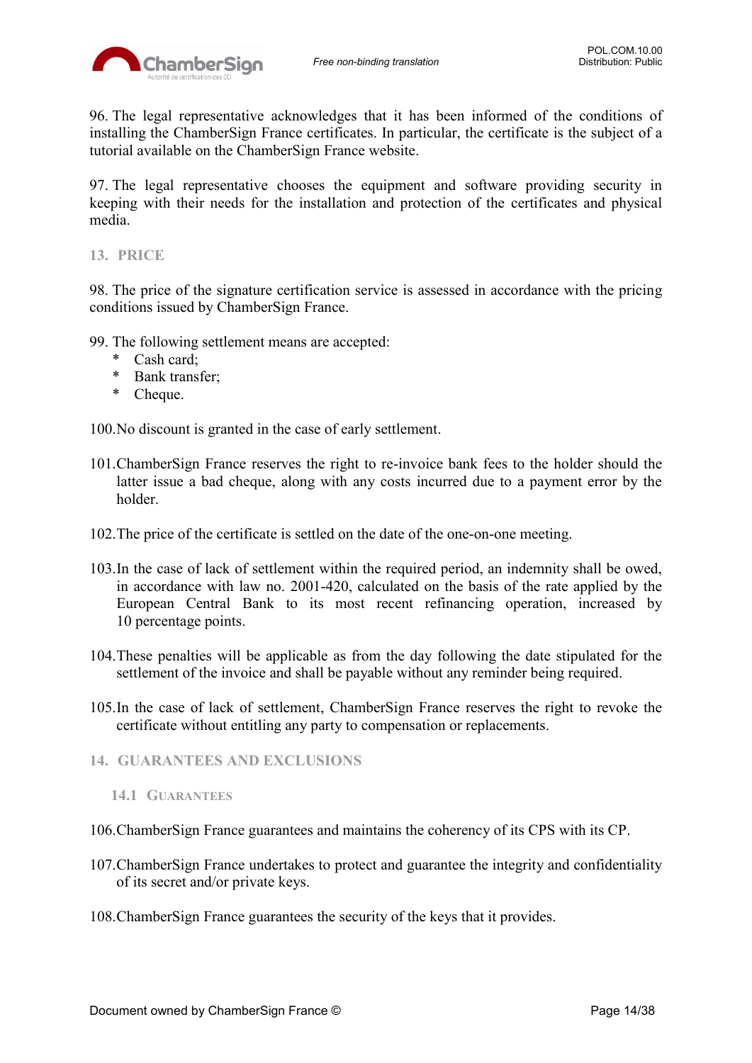96. The legal representative acknowledges that it has been informed of the conditions of installing the ChamberSign France certificates. In particular, the certificate is the subject of a tutorial available on the ChamberSign France website.

97. The legal representative chooses the equipment and software providing security in keeping with their needs for the installation and protection of the certificates and physical media.

## 13. PRICE

98. The price of the signature certification service is assessed in accordance with the pricing conditions issued by ChamberSign France.

99. The following settlement means are accepted:

- Cash card;
- Bank transfer;
- Cheque.

100. No discount is granted in the case of early settlement.

101. ChamberSign France reserves the right to re-invoice bank fees to the holder should the latter issue a bad cheque, along with any costs incurred due to a payment error by the holder.

102. The price of the certificate is settled on the date of the one-on-one meeting.

103. In the case of lack of settlement within the required period, an indemnity shall be owed, in accordance with law no. 2001-420, calculated on the basis of the rate applied by the European Central Bank to its most recent refinancing operation, increased by 10 percentage points.

104. These penalties will be applicable as from the day following the date stipulated for the settlement of the invoice and shall be payable without any reminder being required.

105. In the case of lack of settlement, ChamberSign France reserves the right to revoke the certificate without entitling any party to compensation or replacements.

## 14. GUARANTEES AND EXCLUSIONS

### 14.1 Guarantees

106. ChamberSign France guarantees and maintains the coherency of its CPS with its CP.

107. ChamberSign France undertakes to protect and guarantee the integrity and confidentiality of its secret and/or private keys.

108. ChamberSign France guarantees the security of the keys that it provides.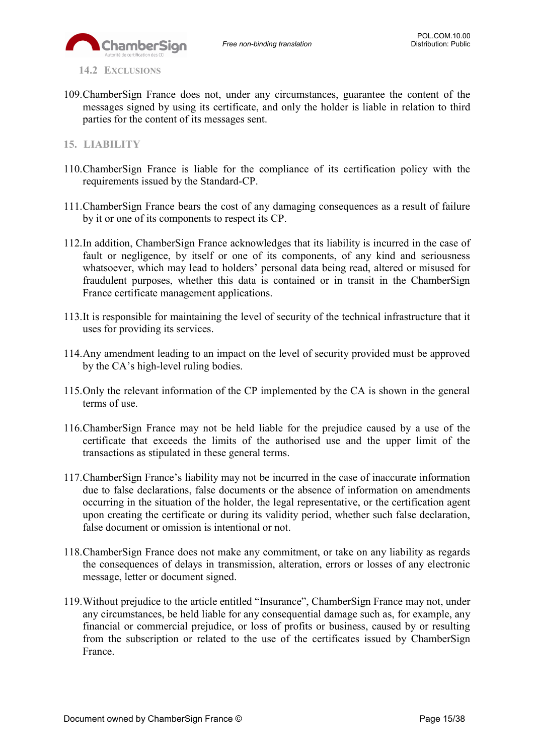### 14.2 Exclusions

109. ChamberSign France does not, under any circumstances, guarantee the content of the messages signed by using its certificate, and only the holder is liable in relation to third parties for the content of its messages sent.

## 15. LIABILITY

110. ChamberSign France is liable for the compliance of its certification policy with the requirements issued by the Standard-CP.

111. ChamberSign France bears the cost of any damaging consequences as a result of failure by it or one of its components to respect its CP.

112. In addition, ChamberSign France acknowledges that its liability is incurred in the case of fault or negligence, by itself or one of its components, of any kind and seriousness whatsoever, which may lead to holders' personal data being read, altered or misused for fraudulent purposes, whether this data is contained or in transit in the ChamberSign France certificate management applications.

113. It is responsible for maintaining the level of security of the technical infrastructure that it uses for providing its services.

114. Any amendment leading to an impact on the level of security provided must be approved by the CA's high-level ruling bodies.

115. Only the relevant information of the CP implemented by the CA is shown in the general terms of use.

116. ChamberSign France may not be held liable for the prejudice caused by a use of the certificate that exceeds the limits of the authorised use and the upper limit of the transactions as stipulated in these general terms.

117. ChamberSign France's liability may not be incurred in the case of inaccurate information due to false declarations, false documents or the absence of information on amendments occurring in the situation of the holder, the legal representative, or the certification agent upon creating the certificate or during its validity period, whether such false declaration, false document or omission is intentional or not.

118. ChamberSign France does not make any commitment, or take on any liability as regards the consequences of delays in transmission, alteration, errors or losses of any electronic message, letter or document signed.

119. Without prejudice to the article entitled "Insurance", ChamberSign France may not, under any circumstances, be held liable for any consequential damage such as, for example, any financial or commercial prejudice, or loss of profits or business, caused by or resulting from the subscription or related to the use of the certificates issued by ChamberSign France.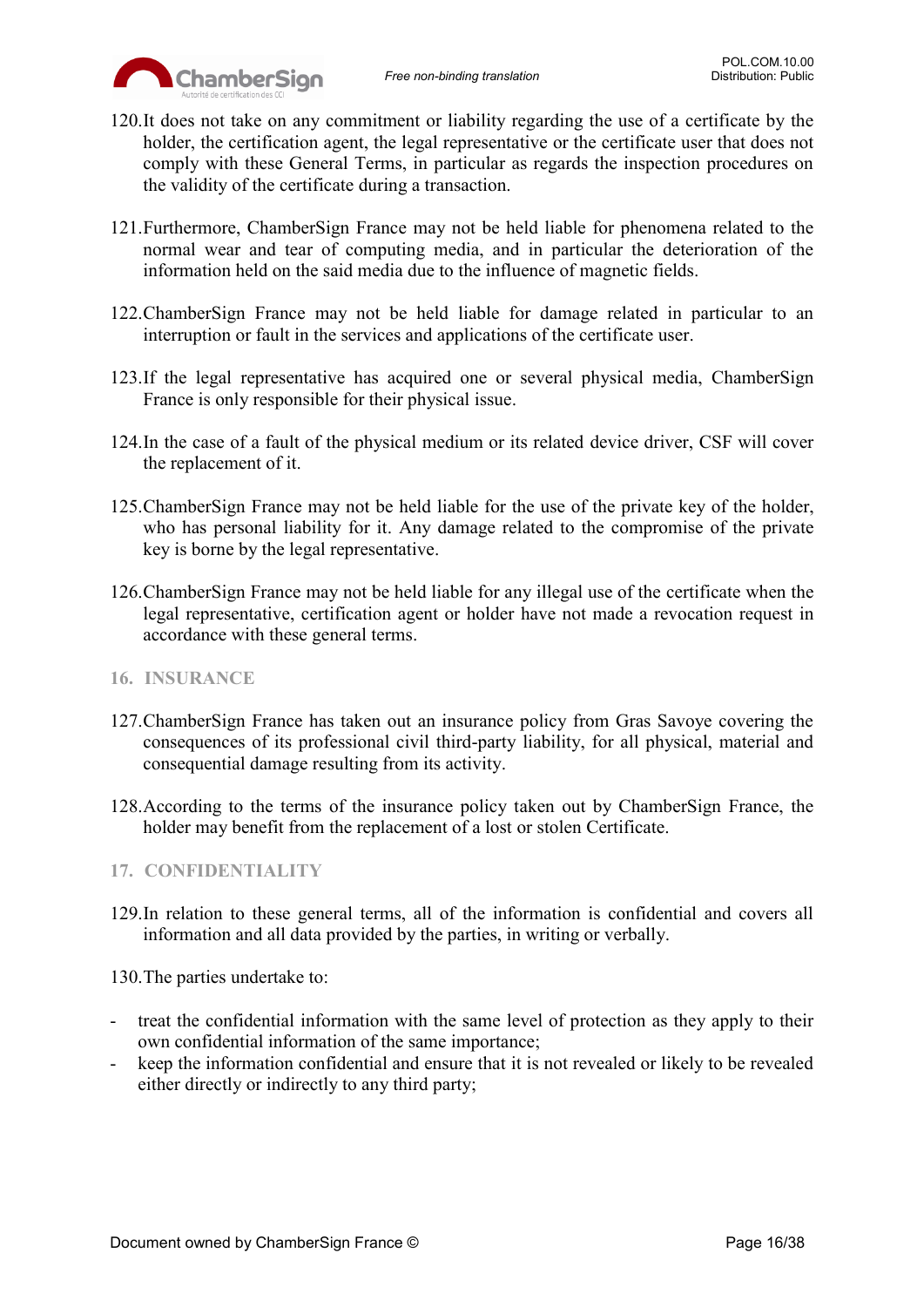120.It does not take on any commitment or liability regarding the use of a certificate by the holder, the certification agent, the legal representative or the certificate user that does not comply with these General Terms, in particular as regards the inspection procedures on the validity of the certificate during a transaction.

121.Furthermore, ChamberSign France may not be held liable for phenomena related to the normal wear and tear of computing media, and in particular the deterioration of the information held on the said media due to the influence of magnetic fields.

122.ChamberSign France may not be held liable for damage related in particular to an interruption or fault in the services and applications of the certificate user.

123.If the legal representative has acquired one or several physical media, ChamberSign France is only responsible for their physical issue.

124.In the case of a fault of the physical medium or its related device driver, CSF will cover the replacement of it.

125.ChamberSign France may not be held liable for the use of the private key of the holder, who has personal liability for it. Any damage related to the compromise of the private key is borne by the legal representative.

126.ChamberSign France may not be held liable for any illegal use of the certificate when the legal representative, certification agent or holder have not made a revocation request in accordance with these general terms.

## 16. INSURANCE

127.ChamberSign France has taken out an insurance policy from Gras Savoye covering the consequences of its professional civil third-party liability, for all physical, material and consequential damage resulting from its activity.

128.According to the terms of the insurance policy taken out by ChamberSign France, the holder may benefit from the replacement of a lost or stolen Certificate.

## 17. CONFIDENTIALITY

129.In relation to these general terms, all of the information is confidential and covers all information and all data provided by the parties, in writing or verbally.

130.The parties undertake to:

- treat the confidential information with the same level of protection as they apply to their own confidential information of the same importance;
- keep the information confidential and ensure that it is not revealed or likely to be revealed either directly or indirectly to any third party;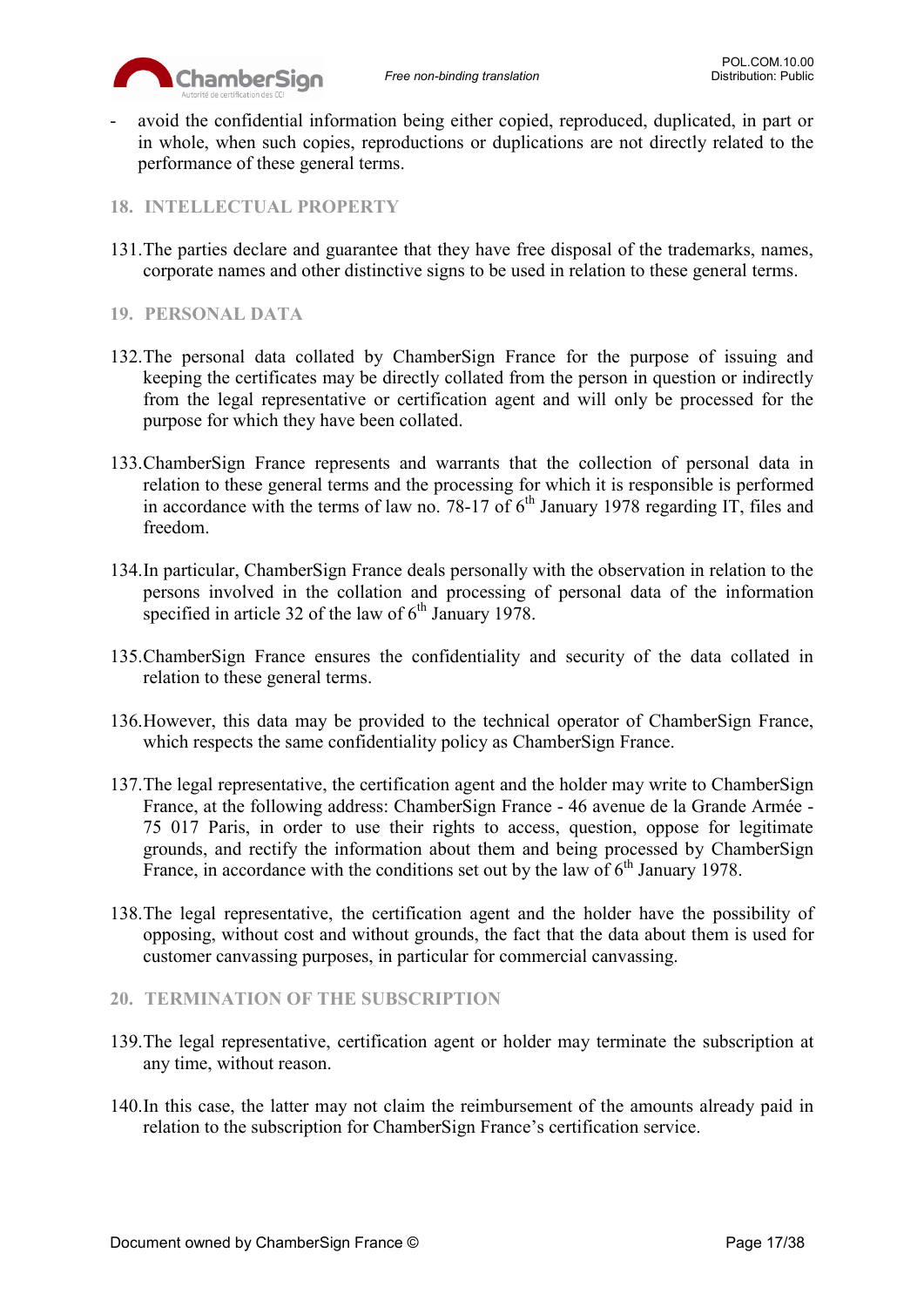- avoid the confidential information being either copied, reproduced, duplicated, in part or in whole, when such copies, reproductions or duplications are not directly related to the performance of these general terms.

## 18. INTELLECTUAL PROPERTY

131. The parties declare and guarantee that they have free disposal of the trademarks, names, corporate names and other distinctive signs to be used in relation to these general terms.

## 19. PERSONAL DATA

132. The personal data collated by ChamberSign France for the purpose of issuing and keeping the certificates may be directly collated from the person in question or indirectly from the legal representative or certification agent and will only be processed for the purpose for which they have been collated.

133. ChamberSign France represents and warrants that the collection of personal data in relation to these general terms and the processing for which it is responsible is performed in accordance with the terms of law no. 78-17 of 6th January 1978 regarding IT, files and freedom.

134. In particular, ChamberSign France deals personally with the observation in relation to the persons involved in the collation and processing of personal data of the information specified in article 32 of the law of 6th January 1978.

135. ChamberSign France ensures the confidentiality and security of the data collated in relation to these general terms.

136. However, this data may be provided to the technical operator of ChamberSign France, which respects the same confidentiality policy as ChamberSign France.

137. The legal representative, the certification agent and the holder may write to ChamberSign France, at the following address: ChamberSign France - 46 avenue de la Grande Armée - 75 017 Paris, in order to use their rights to access, question, oppose for legitimate grounds, and rectify the information about them and being processed by ChamberSign France, in accordance with the conditions set out by the law of 6th January 1978.

138. The legal representative, the certification agent and the holder have the possibility of opposing, without cost and without grounds, the fact that the data about them is used for customer canvassing purposes, in particular for commercial canvassing.

## 20. TERMINATION OF THE SUBSCRIPTION

139. The legal representative, certification agent or holder may terminate the subscription at any time, without reason.

140. In this case, the latter may not claim the reimbursement of the amounts already paid in relation to the subscription for ChamberSign France's certification service.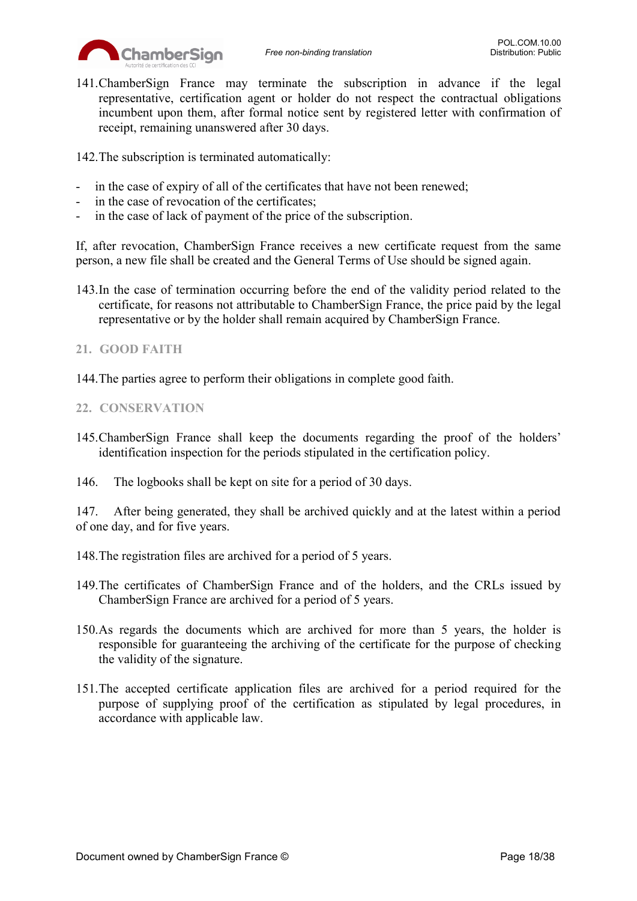141.ChamberSign France may terminate the subscription in advance if the legal representative, certification agent or holder do not respect the contractual obligations incumbent upon them, after formal notice sent by registered letter with confirmation of receipt, remaining unanswered after 30 days.

142.The subscription is terminated automatically:

- in the case of expiry of all of the certificates that have not been renewed;
- in the case of revocation of the certificates;
- in the case of lack of payment of the price of the subscription.

If, after revocation, ChamberSign France receives a new certificate request from the same person, a new file shall be created and the General Terms of Use should be signed again.

143.In the case of termination occurring before the end of the validity period related to the certificate, for reasons not attributable to ChamberSign France, the price paid by the legal representative or by the holder shall remain acquired by ChamberSign France.

## 21. GOOD FAITH

144.The parties agree to perform their obligations in complete good faith.

## 22. CONSERVATION

145.ChamberSign France shall keep the documents regarding the proof of the holders' identification inspection for the periods stipulated in the certification policy.

146. The logbooks shall be kept on site for a period of 30 days.

147. After being generated, they shall be archived quickly and at the latest within a period of one day, and for five years.

148.The registration files are archived for a period of 5 years.

149.The certificates of ChamberSign France and of the holders, and the CRLs issued by ChamberSign France are archived for a period of 5 years.

150.As regards the documents which are archived for more than 5 years, the holder is responsible for guaranteeing the archiving of the certificate for the purpose of checking the validity of the signature.

151.The accepted certificate application files are archived for a period required for the purpose of supplying proof of the certification as stipulated by legal procedures, in accordance with applicable law.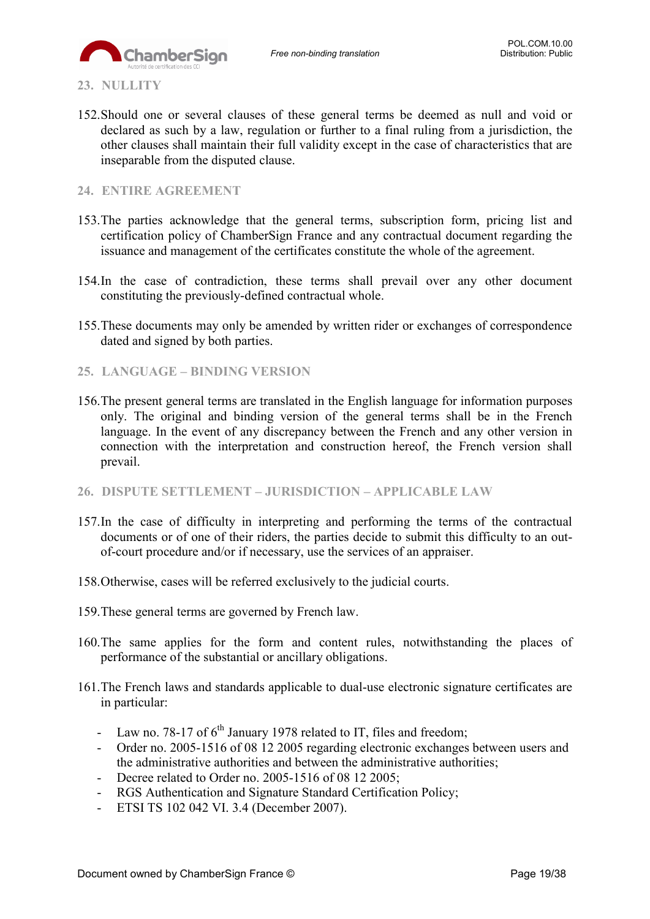## 23. NULLITY

152. Should one or several clauses of these general terms be deemed as null and void or declared as such by a law, regulation or further to a final ruling from a jurisdiction, the other clauses shall maintain their full validity except in the case of characteristics that are inseparable from the disputed clause.

## 24. ENTIRE AGREEMENT

153. The parties acknowledge that the general terms, subscription form, pricing list and certification policy of ChamberSign France and any contractual document regarding the issuance and management of the certificates constitute the whole of the agreement.

154. In the case of contradiction, these terms shall prevail over any other document constituting the previously-defined contractual whole.

155. These documents may only be amended by written rider or exchanges of correspondence dated and signed by both parties.

## 25. LANGUAGE – BINDING VERSION

156. The present general terms are translated in the English language for information purposes only. The original and binding version of the general terms shall be in the French language. In the event of any discrepancy between the French and any other version in connection with the interpretation and construction hereof, the French version shall prevail.

## 26. DISPUTE SETTLEMENT – JURISDICTION – APPLICABLE LAW

157. In the case of difficulty in interpreting and performing the terms of the contractual documents or of one of their riders, the parties decide to submit this difficulty to an out-of-court procedure and/or if necessary, use the services of an appraiser.

158. Otherwise, cases will be referred exclusively to the judicial courts.

159. These general terms are governed by French law.

160. The same applies for the form and content rules, notwithstanding the places of performance of the substantial or ancillary obligations.

161. The French laws and standards applicable to dual-use electronic signature certificates are in particular:

- Law no. 78-17 of 6th January 1978 related to IT, files and freedom;
- Order no. 2005-1516 of 08 12 2005 regarding electronic exchanges between users and the administrative authorities and between the administrative authorities;
- Decree related to Order no. 2005-1516 of 08 12 2005;
- RGS Authentication and Signature Standard Certification Policy;
- ETSI TS 102 042 VI. 3.4 (December 2007).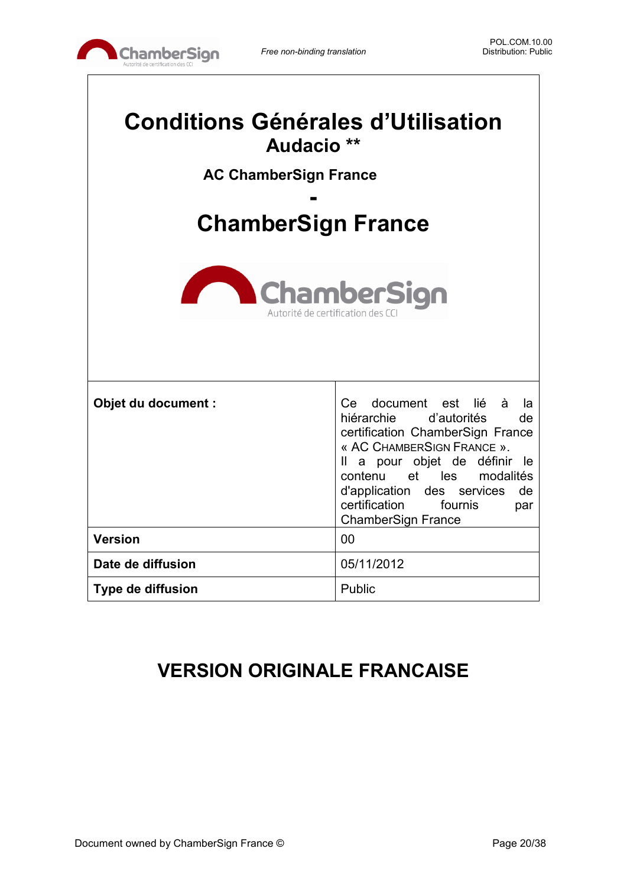# Conditions Générales d'Utilisation

## Audacio **

### AC ChamberSign France

### -

## ChamberSign France

| Objet du document : | Ce document est lié à la hiérarchie d'autorités de certification ChamberSign France « AC CHAMBERSIGN FRANCE ». Il a pour objet de définir le contenu et les modalités d'application des services de certification fournis par ChamberSign France |
|---|---|
| **Version** | 00 |
| **Date de diffusion** | 05/11/2012 |
| **Type de diffusion** | Public |

## VERSION ORIGINALE FRANCAISE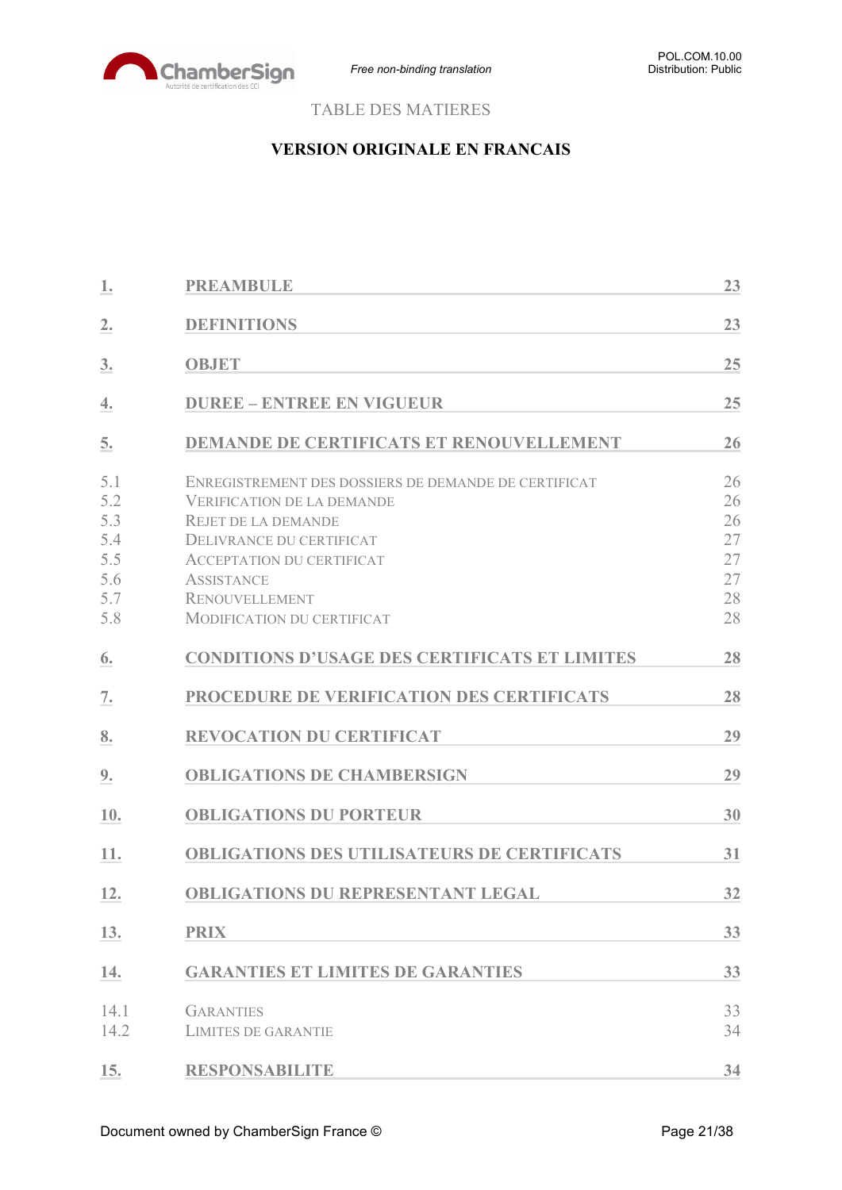TABLE DES MATIERES

**VERSION ORIGINALE EN FRANCAIS**

| | | |
|---|---|---|
| **1.** | **PREAMBULE** | **23** |
| **2.** | **DEFINITIONS** | **23** |
| **3.** | **OBJET** | **25** |
| **4.** | **DUREE – ENTREE EN VIGUEUR** | **25** |
| **5.** | **DEMANDE DE CERTIFICATS ET RENOUVELLEMENT** | **26** |
| 5.1 | ENREGISTREMENT DES DOSSIERS DE DEMANDE DE CERTIFICAT | 26 |
| 5.2 | VERIFICATION DE LA DEMANDE | 26 |
| 5.3 | REJET DE LA DEMANDE | 26 |
| 5.4 | DELIVRANCE DU CERTIFICAT | 27 |
| 5.5 | ACCEPTATION DU CERTIFICAT | 27 |
| 5.6 | ASSISTANCE | 27 |
| 5.7 | RENOUVELLEMENT | 28 |
| 5.8 | MODIFICATION DU CERTIFICAT | 28 |
| **6.** | **CONDITIONS D'USAGE DES CERTIFICATS ET LIMITES** | **28** |
| **7.** | **PROCEDURE DE VERIFICATION DES CERTIFICATS** | **28** |
| **8.** | **REVOCATION DU CERTIFICAT** | **29** |
| **9.** | **OBLIGATIONS DE CHAMBERSIGN** | **29** |
| **10.** | **OBLIGATIONS DU PORTEUR** | **30** |
| **11.** | **OBLIGATIONS DES UTILISATEURS DE CERTIFICATS** | **31** |
| **12.** | **OBLIGATIONS DU REPRESENTANT LEGAL** | **32** |
| **13.** | **PRIX** | **33** |
| **14.** | **GARANTIES ET LIMITES DE GARANTIES** | **33** |
| 14.1 | GARANTIES | 33 |
| 14.2 | LIMITES DE GARANTIE | 34 |
| **15.** | **RESPONSABILITE** | **34** |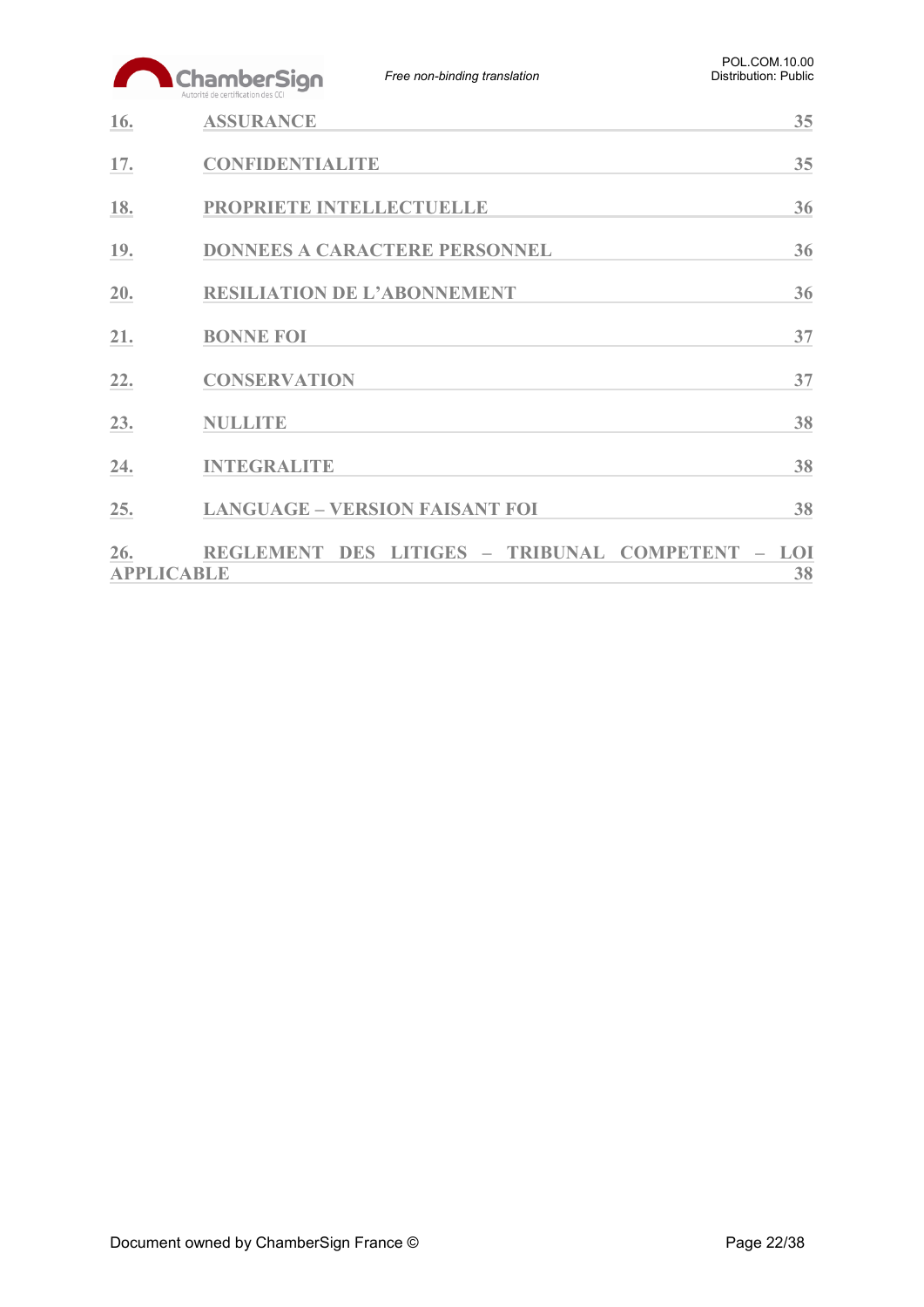16. ASSURANCE 35

17. CONFIDENTIALITE 35

18. PROPRIETE INTELLECTUELLE 36

19. DONNEES A CARACTERE PERSONNEL 36

20. RESILIATION DE L'ABONNEMENT 36

21. BONNE FOI 37

22. CONSERVATION 37

23. NULLITE 38

24. INTEGRALITE 38

25. LANGUAGE – VERSION FAISANT FOI 38

26. REGLEMENT DES LITIGES – TRIBUNAL COMPETENT – LOI APPLICABLE 38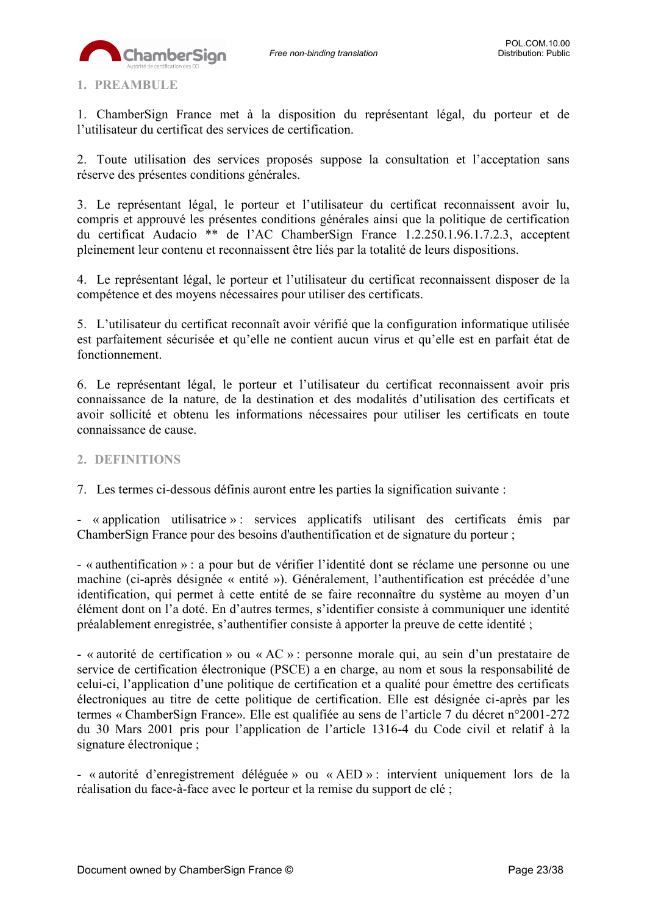## 1. PREAMBULE

1. ChamberSign France met à la disposition du représentant légal, du porteur et de l'utilisateur du certificat des services de certification.

2. Toute utilisation des services proposés suppose la consultation et l'acceptation sans réserve des présentes conditions générales.

3. Le représentant légal, le porteur et l'utilisateur du certificat reconnaissent avoir lu, compris et approuvé les présentes conditions générales ainsi que la politique de certification du certificat Audacio ** de l'AC ChamberSign France 1.2.250.1.96.1.7.2.3, acceptent pleinement leur contenu et reconnaissent être liés par la totalité de leurs dispositions.

4. Le représentant légal, le porteur et l'utilisateur du certificat reconnaissent disposer de la compétence et des moyens nécessaires pour utiliser des certificats.

5. L'utilisateur du certificat reconnaît avoir vérifié que la configuration informatique utilisée est parfaitement sécurisée et qu'elle ne contient aucun virus et qu'elle est en parfait état de fonctionnement.

6. Le représentant légal, le porteur et l'utilisateur du certificat reconnaissent avoir pris connaissance de la nature, de la destination et des modalités d'utilisation des certificats et avoir sollicité et obtenu les informations nécessaires pour utiliser les certificats en toute connaissance de cause.

## 2. DEFINITIONS

7. Les termes ci-dessous définis auront entre les parties la signification suivante :

- « application utilisatrice » : services applicatifs utilisant des certificats émis par ChamberSign France pour des besoins d'authentification et de signature du porteur ;

- « authentification » : a pour but de vérifier l'identité dont se réclame une personne ou une machine (ci-après désignée « entité »). Généralement, l'authentification est précédée d'une identification, qui permet à cette entité de se faire reconnaître du système au moyen d'un élément dont on l'a doté. En d'autres termes, s'identifier consiste à communiquer une identité préalablement enregistrée, s'authentifier consiste à apporter la preuve de cette identité ;

- « autorité de certification » ou « AC » : personne morale qui, au sein d'un prestataire de service de certification électronique (PSCE) a en charge, au nom et sous la responsabilité de celui-ci, l'application d'une politique de certification et a qualité pour émettre des certificats électroniques au titre de cette politique de certification. Elle est désignée ci-après par les termes « ChamberSign France». Elle est qualifiée au sens de l'article 7 du décret n°2001-272 du 30 Mars 2001 pris pour l'application de l'article 1316-4 du Code civil et relatif à la signature électronique ;

- « autorité d'enregistrement déléguée » ou « AED » : intervient uniquement lors de la réalisation du face-à-face avec le porteur et la remise du support de clé ;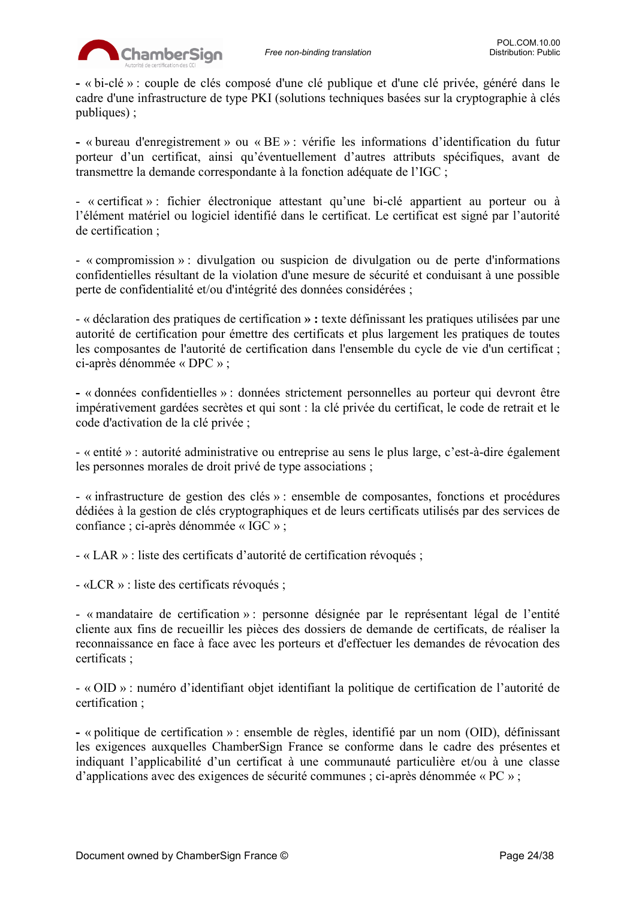- « bi-clé » : couple de clés composé d'une clé publique et d'une clé privée, généré dans le cadre d'une infrastructure de type PKI (solutions techniques basées sur la cryptographie à clés publiques) ;

- « bureau d'enregistrement » ou « BE » : vérifie les informations d'identification du futur porteur d'un certificat, ainsi qu'éventuellement d'autres attributs spécifiques, avant de transmettre la demande correspondante à la fonction adéquate de l'IGC ;

- « certificat » : fichier électronique attestant qu'une bi-clé appartient au porteur ou à l'élément matériel ou logiciel identifié dans le certificat. Le certificat est signé par l'autorité de certification ;

- « compromission » : divulgation ou suspicion de divulgation ou de perte d'informations confidentielles résultant de la violation d'une mesure de sécurité et conduisant à une possible perte de confidentialité et/ou d'intégrité des données considérées ;

- « déclaration des pratiques de certification **» :** texte définissant les pratiques utilisées par une autorité de certification pour émettre des certificats et plus largement les pratiques de toutes les composantes de l'autorité de certification dans l'ensemble du cycle de vie d'un certificat ; ci-après dénommée « DPC » ;

- « données confidentielles » : données strictement personnelles au porteur qui devront être impérativement gardées secrètes et qui sont : la clé privée du certificat, le code de retrait et le code d'activation de la clé privée ;

- « entité » : autorité administrative ou entreprise au sens le plus large, c'est-à-dire également les personnes morales de droit privé de type associations ;

- « infrastructure de gestion des clés » : ensemble de composantes, fonctions et procédures dédiées à la gestion de clés cryptographiques et de leurs certificats utilisés par des services de confiance ; ci-après dénommée « IGC » ;

- « LAR » : liste des certificats d'autorité de certification révoqués ;

- «LCR » : liste des certificats révoqués ;

- « mandataire de certification » : personne désignée par le représentant légal de l'entité cliente aux fins de recueillir les pièces des dossiers de demande de certificats, de réaliser la reconnaissance en face à face avec les porteurs et d'effectuer les demandes de révocation des certificats ;

- « OID » : numéro d'identifiant objet identifiant la politique de certification de l'autorité de certification ;

- « politique de certification » : ensemble de règles, identifié par un nom (OID), définissant les exigences auxquelles ChamberSign France se conforme dans le cadre des présentes et indiquant l'applicabilité d'un certificat à une communauté particulière et/ou à une classe d'applications avec des exigences de sécurité communes ; ci-après dénommée « PC » ;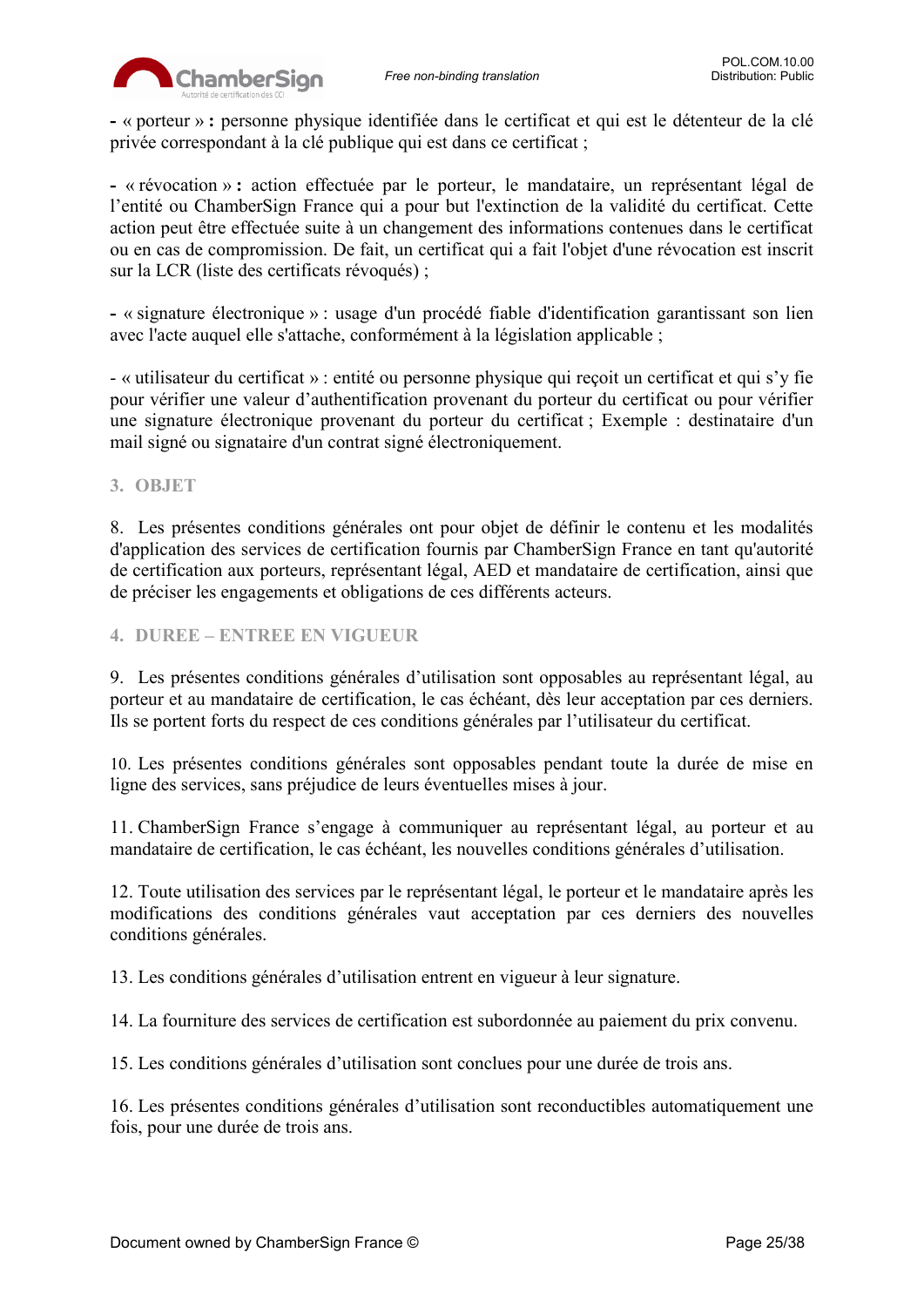**-** « porteur » **:** personne physique identifiée dans le certificat et qui est le détenteur de la clé privée correspondant à la clé publique qui est dans ce certificat ;

**-** « révocation » **:** action effectuée par le porteur, le mandataire, un représentant légal de l'entité ou ChamberSign France qui a pour but l'extinction de la validité du certificat. Cette action peut être effectuée suite à un changement des informations contenues dans le certificat ou en cas de compromission. De fait, un certificat qui a fait l'objet d'une révocation est inscrit sur la LCR (liste des certificats révoqués) ;

**-** « signature électronique » : usage d'un procédé fiable d'identification garantissant son lien avec l'acte auquel elle s'attache, conformément à la législation applicable ;

- « utilisateur du certificat » : entité ou personne physique qui reçoit un certificat et qui s'y fie pour vérifier une valeur d'authentification provenant du porteur du certificat ou pour vérifier une signature électronique provenant du porteur du certificat ; Exemple : destinataire d'un mail signé ou signataire d'un contrat signé électroniquement.

## 3. OBJET

8. Les présentes conditions générales ont pour objet de définir le contenu et les modalités d'application des services de certification fournis par ChamberSign France en tant qu'autorité de certification aux porteurs, représentant légal, AED et mandataire de certification, ainsi que de préciser les engagements et obligations de ces différents acteurs.

## 4. DUREE – ENTREE EN VIGUEUR

9. Les présentes conditions générales d'utilisation sont opposables au représentant légal, au porteur et au mandataire de certification, le cas échéant, dès leur acceptation par ces derniers. Ils se portent forts du respect de ces conditions générales par l'utilisateur du certificat.

10. Les présentes conditions générales sont opposables pendant toute la durée de mise en ligne des services, sans préjudice de leurs éventuelles mises à jour.

11. ChamberSign France s'engage à communiquer au représentant légal, au porteur et au mandataire de certification, le cas échéant, les nouvelles conditions générales d'utilisation.

12. Toute utilisation des services par le représentant légal, le porteur et le mandataire après les modifications des conditions générales vaut acceptation par ces derniers des nouvelles conditions générales.

13. Les conditions générales d'utilisation entrent en vigueur à leur signature.

14. La fourniture des services de certification est subordonnée au paiement du prix convenu.

15. Les conditions générales d'utilisation sont conclues pour une durée de trois ans.

16. Les présentes conditions générales d'utilisation sont reconductibles automatiquement une fois, pour une durée de trois ans.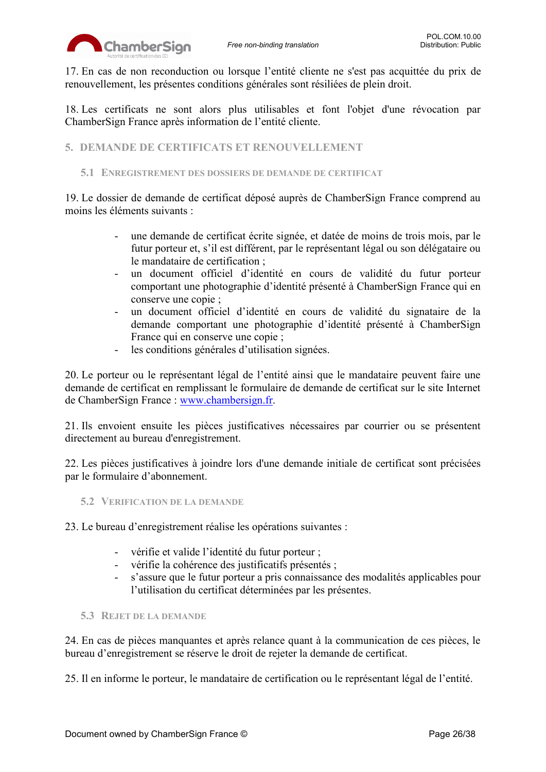17. En cas de non reconduction ou lorsque l'entité cliente ne s'est pas acquittée du prix de renouvellement, les présentes conditions générales sont résiliées de plein droit.

18. Les certificats ne sont alors plus utilisables et font l'objet d'une révocation par ChamberSign France après information de l'entité cliente.

## 5. DEMANDE DE CERTIFICATS ET RENOUVELLEMENT

### 5.1 ENREGISTREMENT DES DOSSIERS DE DEMANDE DE CERTIFICAT

19. Le dossier de demande de certificat déposé auprès de ChamberSign France comprend au moins les éléments suivants :

- une demande de certificat écrite signée, et datée de moins de trois mois, par le futur porteur et, s'il est différent, par le représentant légal ou son délégataire ou le mandataire de certification ;
- un document officiel d'identité en cours de validité du futur porteur comportant une photographie d'identité présenté à ChamberSign France qui en conserve une copie ;
- un document officiel d'identité en cours de validité du signataire de la demande comportant une photographie d'identité présenté à ChamberSign France qui en conserve une copie ;
- les conditions générales d'utilisation signées.

20. Le porteur ou le représentant légal de l'entité ainsi que le mandataire peuvent faire une demande de certificat en remplissant le formulaire de demande de certificat sur le site Internet de ChamberSign France : [www.chambersign.fr](http://www.chambersign.fr).

21. Ils envoient ensuite les pièces justificatives nécessaires par courrier ou se présentent directement au bureau d'enregistrement.

22. Les pièces justificatives à joindre lors d'une demande initiale de certificat sont précisées par le formulaire d'abonnement.

### 5.2 VERIFICATION DE LA DEMANDE

23. Le bureau d'enregistrement réalise les opérations suivantes :

- vérifie et valide l'identité du futur porteur ;
- vérifie la cohérence des justificatifs présentés ;
- s'assure que le futur porteur a pris connaissance des modalités applicables pour l'utilisation du certificat déterminées par les présentes.

### 5.3 REJET DE LA DEMANDE

24. En cas de pièces manquantes et après relance quant à la communication de ces pièces, le bureau d'enregistrement se réserve le droit de rejeter la demande de certificat.

25. Il en informe le porteur, le mandataire de certification ou le représentant légal de l'entité.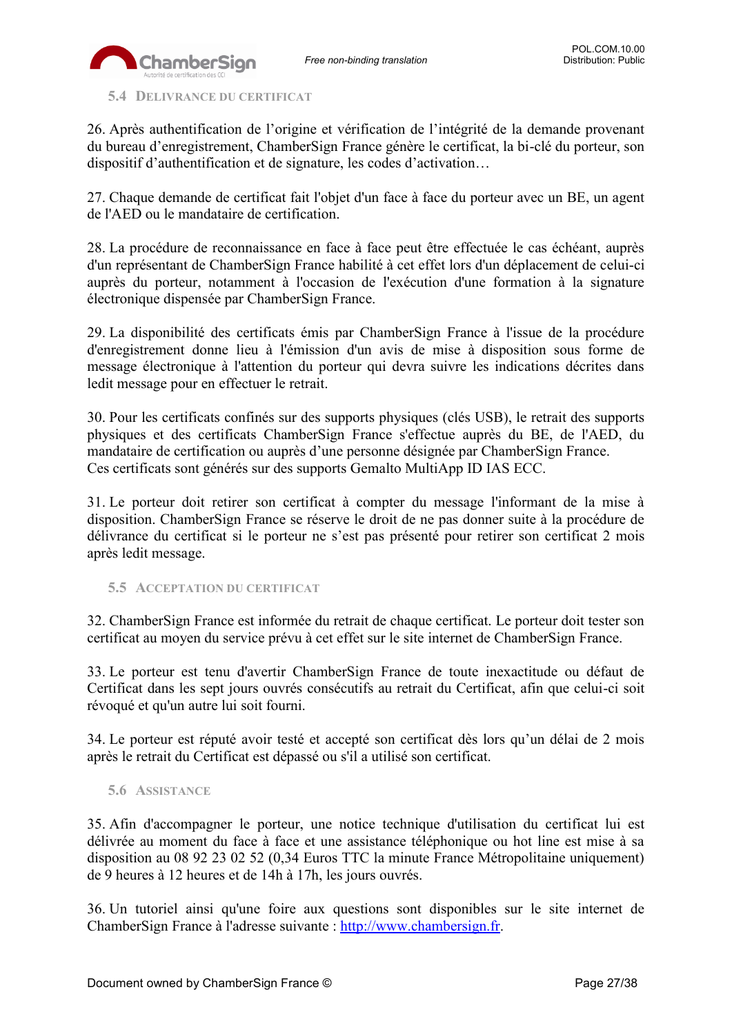### 5.4 Delivrance du certificat

26. Après authentification de l'origine et vérification de l'intégrité de la demande provenant du bureau d'enregistrement, ChamberSign France génère le certificat, la bi-clé du porteur, son dispositif d'authentification et de signature, les codes d'activation…

27. Chaque demande de certificat fait l'objet d'un face à face du porteur avec un BE, un agent de l'AED ou le mandataire de certification.

28. La procédure de reconnaissance en face à face peut être effectuée le cas échéant, auprès d'un représentant de ChamberSign France habilité à cet effet lors d'un déplacement de celui-ci auprès du porteur, notamment à l'occasion de l'exécution d'une formation à la signature électronique dispensée par ChamberSign France.

29. La disponibilité des certificats émis par ChamberSign France à l'issue de la procédure d'enregistrement donne lieu à l'émission d'un avis de mise à disposition sous forme de message électronique à l'attention du porteur qui devra suivre les indications décrites dans ledit message pour en effectuer le retrait.

30. Pour les certificats confinés sur des supports physiques (clés USB), le retrait des supports physiques et des certificats ChamberSign France s'effectue auprès du BE, de l'AED, du mandataire de certification ou auprès d'une personne désignée par ChamberSign France.
Ces certificats sont générés sur des supports Gemalto MultiApp ID IAS ECC.

31. Le porteur doit retirer son certificat à compter du message l'informant de la mise à disposition. ChamberSign France se réserve le droit de ne pas donner suite à la procédure de délivrance du certificat si le porteur ne s'est pas présenté pour retirer son certificat 2 mois après ledit message.

### 5.5 Acceptation du certificat

32. ChamberSign France est informée du retrait de chaque certificat. Le porteur doit tester son certificat au moyen du service prévu à cet effet sur le site internet de ChamberSign France.

33. Le porteur est tenu d'avertir ChamberSign France de toute inexactitude ou défaut de Certificat dans les sept jours ouvrés consécutifs au retrait du Certificat, afin que celui-ci soit révoqué et qu'un autre lui soit fourni.

34. Le porteur est réputé avoir testé et accepté son certificat dès lors qu'un délai de 2 mois après le retrait du Certificat est dépassé ou s'il a utilisé son certificat.

### 5.6 Assistance

35. Afin d'accompagner le porteur, une notice technique d'utilisation du certificat lui est délivrée au moment du face à face et une assistance téléphonique ou hot line est mise à sa disposition au 08 92 23 02 52 (0,34 Euros TTC la minute France Métropolitaine uniquement) de 9 heures à 12 heures et de 14h à 17h, les jours ouvrés.

36. Un tutoriel ainsi qu'une foire aux questions sont disponibles sur le site internet de ChamberSign France à l'adresse suivante : [http://www.chambersign.fr](http://www.chambersign.fr).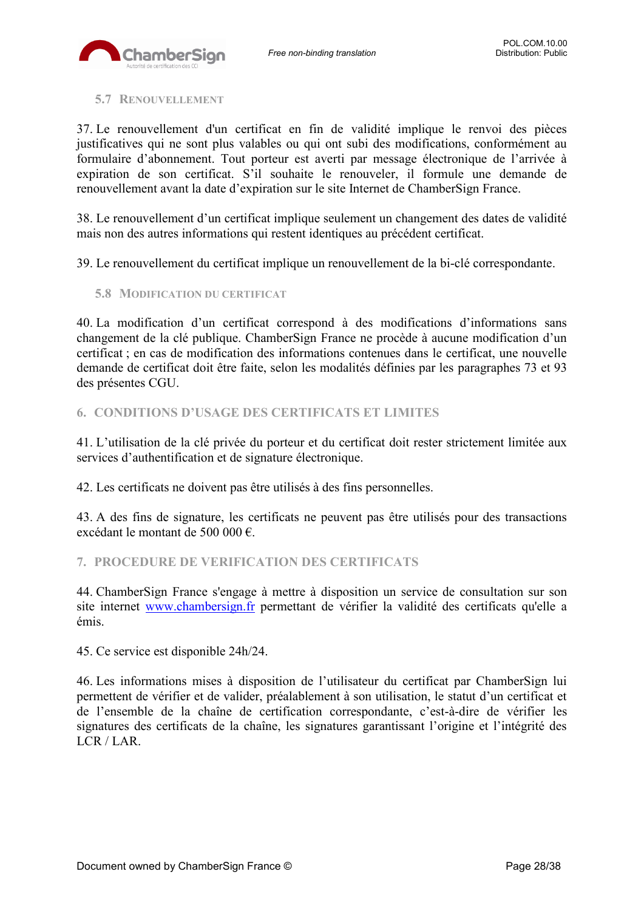### 5.7 Renouvellement

37. Le renouvellement d'un certificat en fin de validité implique le renvoi des pièces justificatives qui ne sont plus valables ou qui ont subi des modifications, conformément au formulaire d'abonnement. Tout porteur est averti par message électronique de l'arrivée à expiration de son certificat. S'il souhaite le renouveler, il formule une demande de renouvellement avant la date d'expiration sur le site Internet de ChamberSign France.

38. Le renouvellement d'un certificat implique seulement un changement des dates de validité mais non des autres informations qui restent identiques au précédent certificat.

39. Le renouvellement du certificat implique un renouvellement de la bi-clé correspondante.

### 5.8 Modification du certificat

40. La modification d'un certificat correspond à des modifications d'informations sans changement de la clé publique. ChamberSign France ne procède à aucune modification d'un certificat ; en cas de modification des informations contenues dans le certificat, une nouvelle demande de certificat doit être faite, selon les modalités définies par les paragraphes 73 et 93 des présentes CGU.

## 6. CONDITIONS D'USAGE DES CERTIFICATS ET LIMITES

41. L'utilisation de la clé privée du porteur et du certificat doit rester strictement limitée aux services d'authentification et de signature électronique.

42. Les certificats ne doivent pas être utilisés à des fins personnelles.

43. A des fins de signature, les certificats ne peuvent pas être utilisés pour des transactions excédant le montant de 500 000 €.

## 7. PROCEDURE DE VERIFICATION DES CERTIFICATS

44. ChamberSign France s'engage à mettre à disposition un service de consultation sur son site internet [www.chambersign.fr](http://www.chambersign.fr) permettant de vérifier la validité des certificats qu'elle a émis.

45. Ce service est disponible 24h/24.

46. Les informations mises à disposition de l'utilisateur du certificat par ChamberSign lui permettent de vérifier et de valider, préalablement à son utilisation, le statut d'un certificat et de l'ensemble de la chaîne de certification correspondante, c'est-à-dire de vérifier les signatures des certificats de la chaîne, les signatures garantissant l'origine et l'intégrité des LCR / LAR.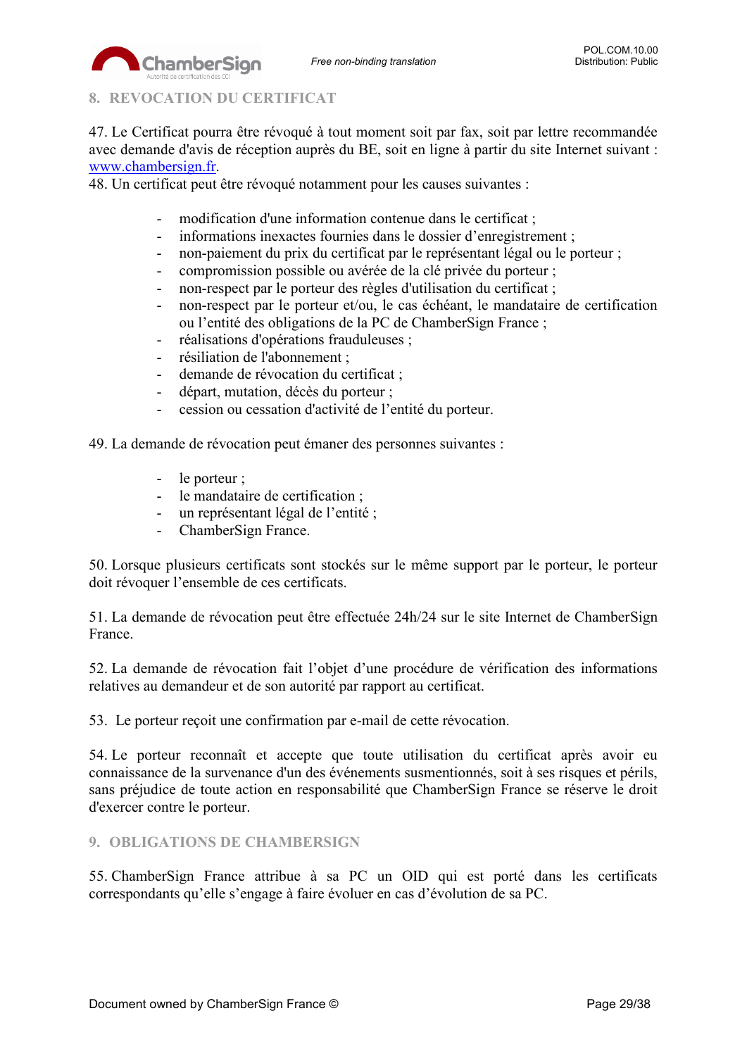## 8. REVOCATION DU CERTIFICAT

47. Le Certificat pourra être révoqué à tout moment soit par fax, soit par lettre recommandée avec demande d'avis de réception auprès du BE, soit en ligne à partir du site Internet suivant : [www.chambersign.fr](http://www.chambersign.fr).

48. Un certificat peut être révoqué notamment pour les causes suivantes :

- modification d'une information contenue dans le certificat ;
- informations inexactes fournies dans le dossier d'enregistrement ;
- non-paiement du prix du certificat par le représentant légal ou le porteur ;
- compromission possible ou avérée de la clé privée du porteur ;
- non-respect par le porteur des règles d'utilisation du certificat ;
- non-respect par le porteur et/ou, le cas échéant, le mandataire de certification ou l'entité des obligations de la PC de ChamberSign France ;
- réalisations d'opérations frauduleuses ;
- résiliation de l'abonnement ;
- demande de révocation du certificat ;
- départ, mutation, décès du porteur ;
- cession ou cessation d'activité de l'entité du porteur.

49. La demande de révocation peut émaner des personnes suivantes :

- le porteur ;
- le mandataire de certification ;
- un représentant légal de l'entité ;
- ChamberSign France.

50. Lorsque plusieurs certificats sont stockés sur le même support par le porteur, le porteur doit révoquer l'ensemble de ces certificats.

51. La demande de révocation peut être effectuée 24h/24 sur le site Internet de ChamberSign France.

52. La demande de révocation fait l'objet d'une procédure de vérification des informations relatives au demandeur et de son autorité par rapport au certificat.

53. Le porteur reçoit une confirmation par e-mail de cette révocation.

54. Le porteur reconnaît et accepte que toute utilisation du certificat après avoir eu connaissance de la survenance d'un des événements susmentionnés, soit à ses risques et périls, sans préjudice de toute action en responsabilité que ChamberSign France se réserve le droit d'exercer contre le porteur.

## 9. OBLIGATIONS DE CHAMBERSIGN

55. ChamberSign France attribue à sa PC un OID qui est porté dans les certificats correspondants qu'elle s'engage à faire évoluer en cas d'évolution de sa PC.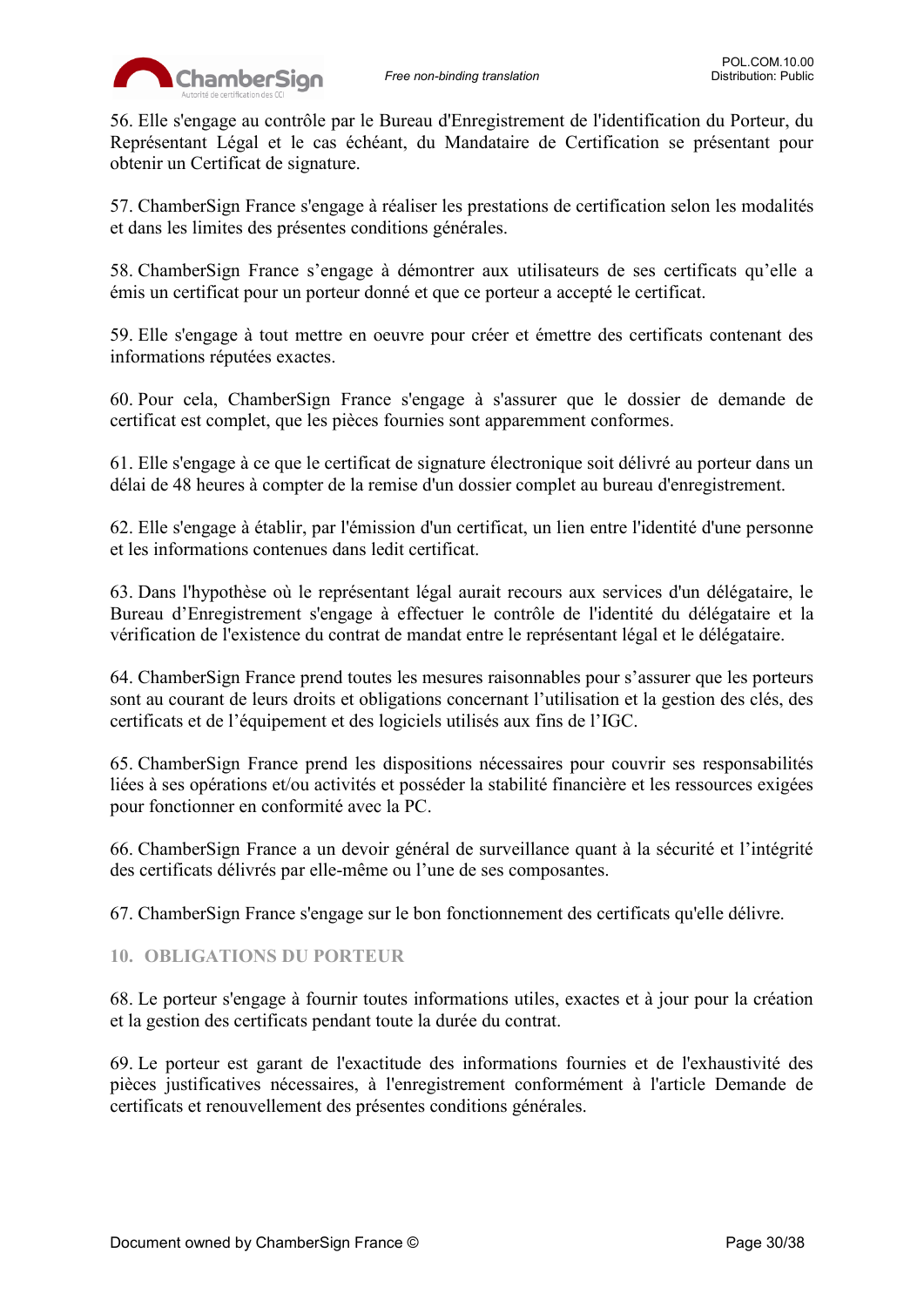56. Elle s'engage au contrôle par le Bureau d'Enregistrement de l'identification du Porteur, du Représentant Légal et le cas échéant, du Mandataire de Certification se présentant pour obtenir un Certificat de signature.

57. ChamberSign France s'engage à réaliser les prestations de certification selon les modalités et dans les limites des présentes conditions générales.

58. ChamberSign France s'engage à démontrer aux utilisateurs de ses certificats qu'elle a émis un certificat pour un porteur donné et que ce porteur a accepté le certificat.

59. Elle s'engage à tout mettre en oeuvre pour créer et émettre des certificats contenant des informations réputées exactes.

60. Pour cela, ChamberSign France s'engage à s'assurer que le dossier de demande de certificat est complet, que les pièces fournies sont apparemment conformes.

61. Elle s'engage à ce que le certificat de signature électronique soit délivré au porteur dans un délai de 48 heures à compter de la remise d'un dossier complet au bureau d'enregistrement.

62. Elle s'engage à établir, par l'émission d'un certificat, un lien entre l'identité d'une personne et les informations contenues dans ledit certificat.

63. Dans l'hypothèse où le représentant légal aurait recours aux services d'un délégataire, le Bureau d'Enregistrement s'engage à effectuer le contrôle de l'identité du délégataire et la vérification de l'existence du contrat de mandat entre le représentant légal et le délégataire.

64. ChamberSign France prend toutes les mesures raisonnables pour s'assurer que les porteurs sont au courant de leurs droits et obligations concernant l'utilisation et la gestion des clés, des certificats et de l'équipement et des logiciels utilisés aux fins de l'IGC.

65. ChamberSign France prend les dispositions nécessaires pour couvrir ses responsabilités liées à ses opérations et/ou activités et posséder la stabilité financière et les ressources exigées pour fonctionner en conformité avec la PC.

66. ChamberSign France a un devoir général de surveillance quant à la sécurité et l'intégrité des certificats délivrés par elle-même ou l'une de ses composantes.

67. ChamberSign France s'engage sur le bon fonctionnement des certificats qu'elle délivre.

## 10. OBLIGATIONS DU PORTEUR

68. Le porteur s'engage à fournir toutes informations utiles, exactes et à jour pour la création et la gestion des certificats pendant toute la durée du contrat.

69. Le porteur est garant de l'exactitude des informations fournies et de l'exhaustivité des pièces justificatives nécessaires, à l'enregistrement conformément à l'article Demande de certificats et renouvellement des présentes conditions générales.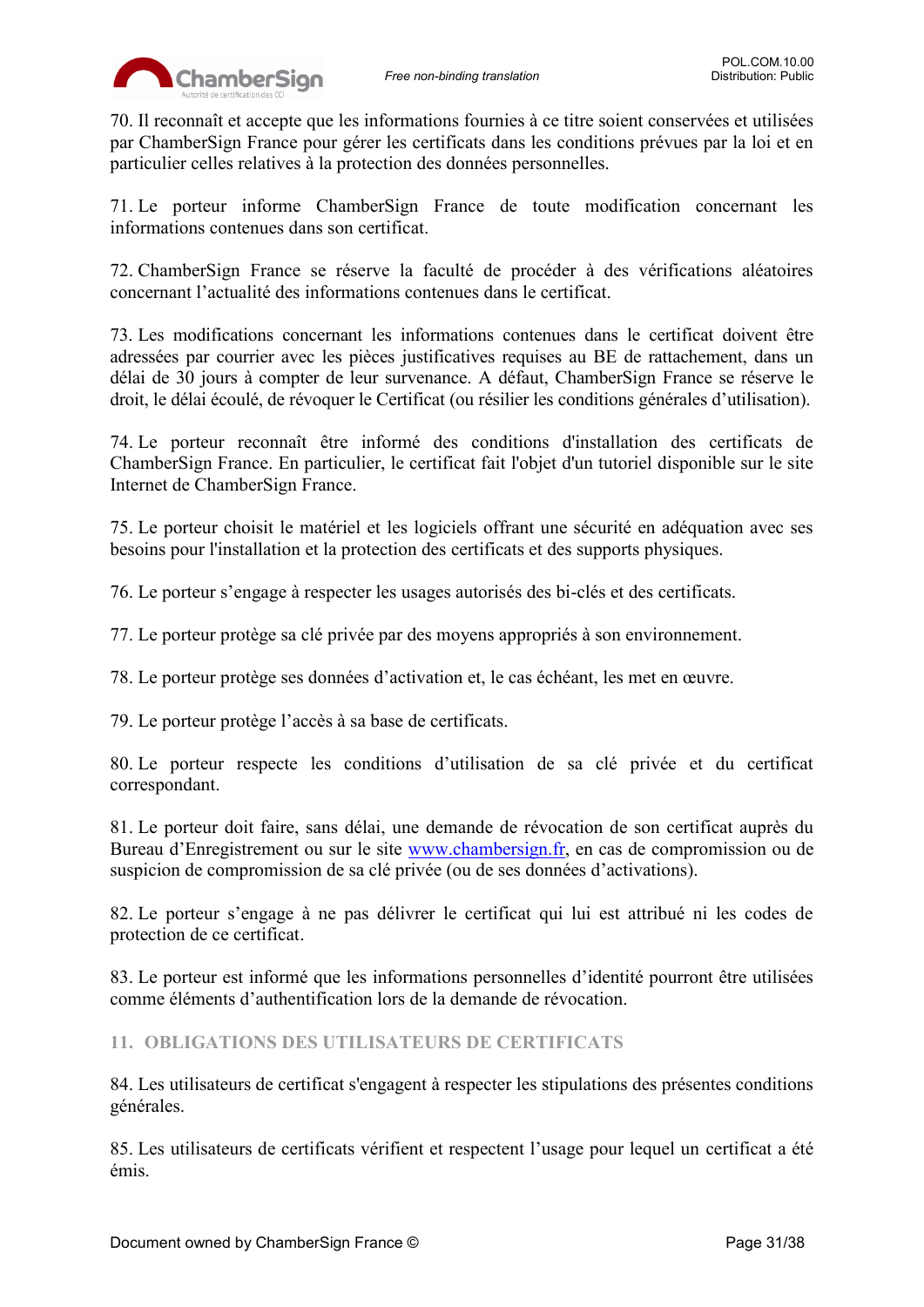70. Il reconnaît et accepte que les informations fournies à ce titre soient conservées et utilisées par ChamberSign France pour gérer les certificats dans les conditions prévues par la loi et en particulier celles relatives à la protection des données personnelles.

71. Le porteur informe ChamberSign France de toute modification concernant les informations contenues dans son certificat.

72. ChamberSign France se réserve la faculté de procéder à des vérifications aléatoires concernant l'actualité des informations contenues dans le certificat.

73. Les modifications concernant les informations contenues dans le certificat doivent être adressées par courrier avec les pièces justificatives requises au BE de rattachement, dans un délai de 30 jours à compter de leur survenance. A défaut, ChamberSign France se réserve le droit, le délai écoulé, de révoquer le Certificat (ou résilier les conditions générales d'utilisation).

74. Le porteur reconnaît être informé des conditions d'installation des certificats de ChamberSign France. En particulier, le certificat fait l'objet d'un tutoriel disponible sur le site Internet de ChamberSign France.

75. Le porteur choisit le matériel et les logiciels offrant une sécurité en adéquation avec ses besoins pour l'installation et la protection des certificats et des supports physiques.

76. Le porteur s'engage à respecter les usages autorisés des bi-clés et des certificats.

77. Le porteur protège sa clé privée par des moyens appropriés à son environnement.

78. Le porteur protège ses données d'activation et, le cas échéant, les met en œuvre.

79. Le porteur protège l'accès à sa base de certificats.

80. Le porteur respecte les conditions d'utilisation de sa clé privée et du certificat correspondant.

81. Le porteur doit faire, sans délai, une demande de révocation de son certificat auprès du Bureau d'Enregistrement ou sur le site www.chambersign.fr, en cas de compromission ou de suspicion de compromission de sa clé privée (ou de ses données d'activations).

82. Le porteur s'engage à ne pas délivrer le certificat qui lui est attribué ni les codes de protection de ce certificat.

83. Le porteur est informé que les informations personnelles d'identité pourront être utilisées comme éléments d'authentification lors de la demande de révocation.

## 11. OBLIGATIONS DES UTILISATEURS DE CERTIFICATS

84. Les utilisateurs de certificat s'engagent à respecter les stipulations des présentes conditions générales.

85. Les utilisateurs de certificats vérifient et respectent l'usage pour lequel un certificat a été émis.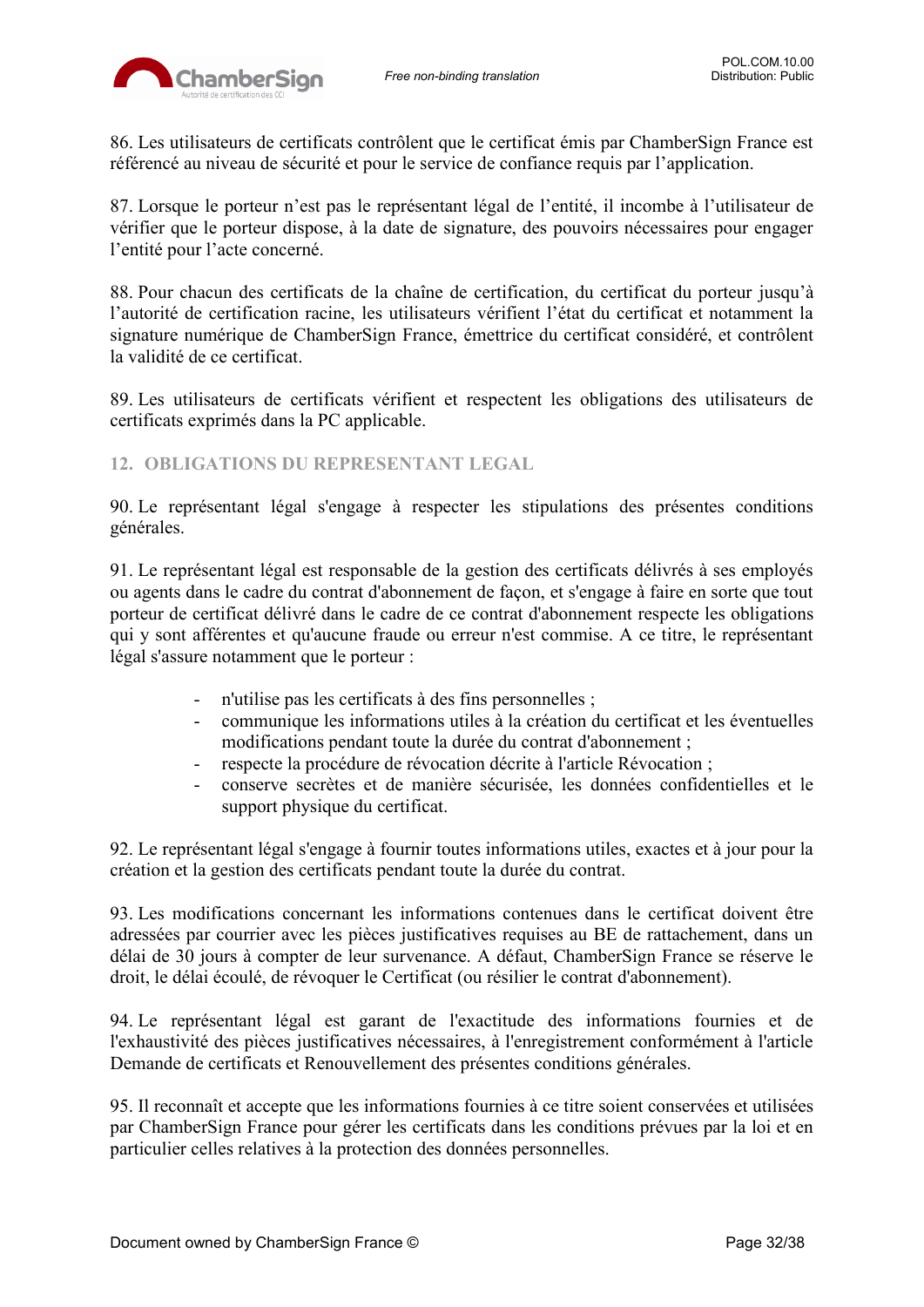86. Les utilisateurs de certificats contrôlent que le certificat émis par ChamberSign France est référencé au niveau de sécurité et pour le service de confiance requis par l'application.

87. Lorsque le porteur n'est pas le représentant légal de l'entité, il incombe à l'utilisateur de vérifier que le porteur dispose, à la date de signature, des pouvoirs nécessaires pour engager l'entité pour l'acte concerné.

88. Pour chacun des certificats de la chaîne de certification, du certificat du porteur jusqu'à l'autorité de certification racine, les utilisateurs vérifient l'état du certificat et notamment la signature numérique de ChamberSign France, émettrice du certificat considéré, et contrôlent la validité de ce certificat.

89. Les utilisateurs de certificats vérifient et respectent les obligations des utilisateurs de certificats exprimés dans la PC applicable.

## 12. OBLIGATIONS DU REPRESENTANT LEGAL

90. Le représentant légal s'engage à respecter les stipulations des présentes conditions générales.

91. Le représentant légal est responsable de la gestion des certificats délivrés à ses employés ou agents dans le cadre du contrat d'abonnement de façon, et s'engage à faire en sorte que tout porteur de certificat délivré dans le cadre de ce contrat d'abonnement respecte les obligations qui y sont afférentes et qu'aucune fraude ou erreur n'est commise. A ce titre, le représentant légal s'assure notamment que le porteur :

- n'utilise pas les certificats à des fins personnelles ;
- communique les informations utiles à la création du certificat et les éventuelles modifications pendant toute la durée du contrat d'abonnement ;
- respecte la procédure de révocation décrite à l'article Révocation ;
- conserve secrètes et de manière sécurisée, les données confidentielles et le support physique du certificat.

92. Le représentant légal s'engage à fournir toutes informations utiles, exactes et à jour pour la création et la gestion des certificats pendant toute la durée du contrat.

93. Les modifications concernant les informations contenues dans le certificat doivent être adressées par courrier avec les pièces justificatives requises au BE de rattachement, dans un délai de 30 jours à compter de leur survenance. A défaut, ChamberSign France se réserve le droit, le délai écoulé, de révoquer le Certificat (ou résilier le contrat d'abonnement).

94. Le représentant légal est garant de l'exactitude des informations fournies et de l'exhaustivité des pièces justificatives nécessaires, à l'enregistrement conformément à l'article Demande de certificats et Renouvellement des présentes conditions générales.

95. Il reconnaît et accepte que les informations fournies à ce titre soient conservées et utilisées par ChamberSign France pour gérer les certificats dans les conditions prévues par la loi et en particulier celles relatives à la protection des données personnelles.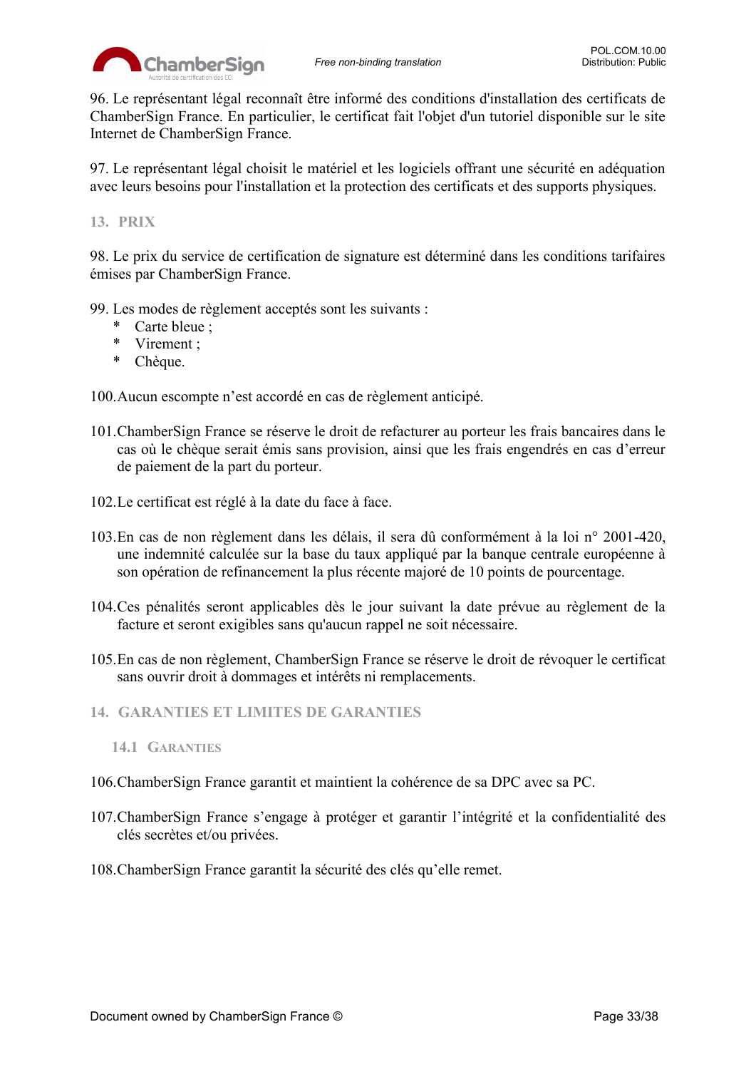96. Le représentant légal reconnaît être informé des conditions d'installation des certificats de ChamberSign France. En particulier, le certificat fait l'objet d'un tutoriel disponible sur le site Internet de ChamberSign France.

97. Le représentant légal choisit le matériel et les logiciels offrant une sécurité en adéquation avec leurs besoins pour l'installation et la protection des certificats et des supports physiques.

## 13. PRIX

98. Le prix du service de certification de signature est déterminé dans les conditions tarifaires émises par ChamberSign France.

99. Les modes de règlement acceptés sont les suivants :

- Carte bleue ;
- Virement ;
- Chèque.

100. Aucun escompte n'est accordé en cas de règlement anticipé.

101. ChamberSign France se réserve le droit de refacturer au porteur les frais bancaires dans le cas où le chèque serait émis sans provision, ainsi que les frais engendrés en cas d'erreur de paiement de la part du porteur.

102. Le certificat est réglé à la date du face à face.

103. En cas de non règlement dans les délais, il sera dû conformément à la loi n° 2001-420, une indemnité calculée sur la base du taux appliqué par la banque centrale européenne à son opération de refinancement la plus récente majoré de 10 points de pourcentage.

104. Ces pénalités seront applicables dès le jour suivant la date prévue au règlement de la facture et seront exigibles sans qu'aucun rappel ne soit nécessaire.

105. En cas de non règlement, ChamberSign France se réserve le droit de révoquer le certificat sans ouvrir droit à dommages et intérêts ni remplacements.

## 14. GARANTIES ET LIMITES DE GARANTIES

### 14.1 Garanties

106. ChamberSign France garantit et maintient la cohérence de sa DPC avec sa PC.

107. ChamberSign France s'engage à protéger et garantir l'intégrité et la confidentialité des clés secrètes et/ou privées.

108. ChamberSign France garantit la sécurité des clés qu'elle remet.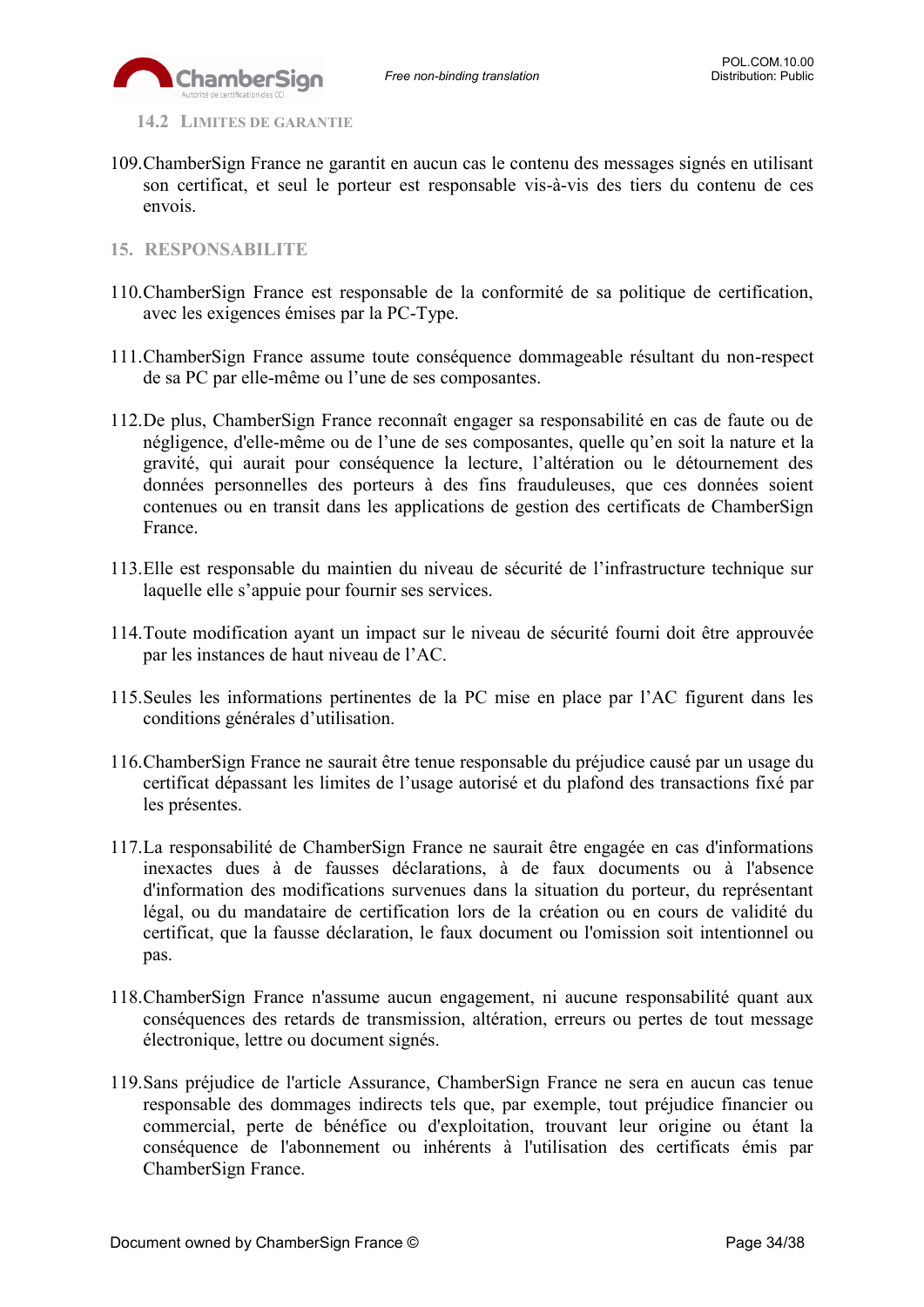### 14.2 Limites de garantie

109. ChamberSign France ne garantit en aucun cas le contenu des messages signés en utilisant son certificat, et seul le porteur est responsable vis-à-vis des tiers du contenu de ces envois.

## 15. RESPONSABILITE

110. ChamberSign France est responsable de la conformité de sa politique de certification, avec les exigences émises par la PC-Type.

111. ChamberSign France assume toute conséquence dommageable résultant du non-respect de sa PC par elle-même ou l'une de ses composantes.

112. De plus, ChamberSign France reconnaît engager sa responsabilité en cas de faute ou de négligence, d'elle-même ou de l'une de ses composantes, quelle qu'en soit la nature et la gravité, qui aurait pour conséquence la lecture, l'altération ou le détournement des données personnelles des porteurs à des fins frauduleuses, que ces données soient contenues ou en transit dans les applications de gestion des certificats de ChamberSign France.

113. Elle est responsable du maintien du niveau de sécurité de l'infrastructure technique sur laquelle elle s'appuie pour fournir ses services.

114. Toute modification ayant un impact sur le niveau de sécurité fourni doit être approuvée par les instances de haut niveau de l'AC.

115. Seules les informations pertinentes de la PC mise en place par l'AC figurent dans les conditions générales d'utilisation.

116. ChamberSign France ne saurait être tenue responsable du préjudice causé par un usage du certificat dépassant les limites de l'usage autorisé et du plafond des transactions fixé par les présentes.

117. La responsabilité de ChamberSign France ne saurait être engagée en cas d'informations inexactes dues à de fausses déclarations, à de faux documents ou à l'absence d'information des modifications survenues dans la situation du porteur, du représentant légal, ou du mandataire de certification lors de la création ou en cours de validité du certificat, que la fausse déclaration, le faux document ou l'omission soit intentionnel ou pas.

118. ChamberSign France n'assume aucun engagement, ni aucune responsabilité quant aux conséquences des retards de transmission, altération, erreurs ou pertes de tout message électronique, lettre ou document signés.

119. Sans préjudice de l'article Assurance, ChamberSign France ne sera en aucun cas tenue responsable des dommages indirects tels que, par exemple, tout préjudice financier ou commercial, perte de bénéfice ou d'exploitation, trouvant leur origine ou étant la conséquence de l'abonnement ou inhérents à l'utilisation des certificats émis par ChamberSign France.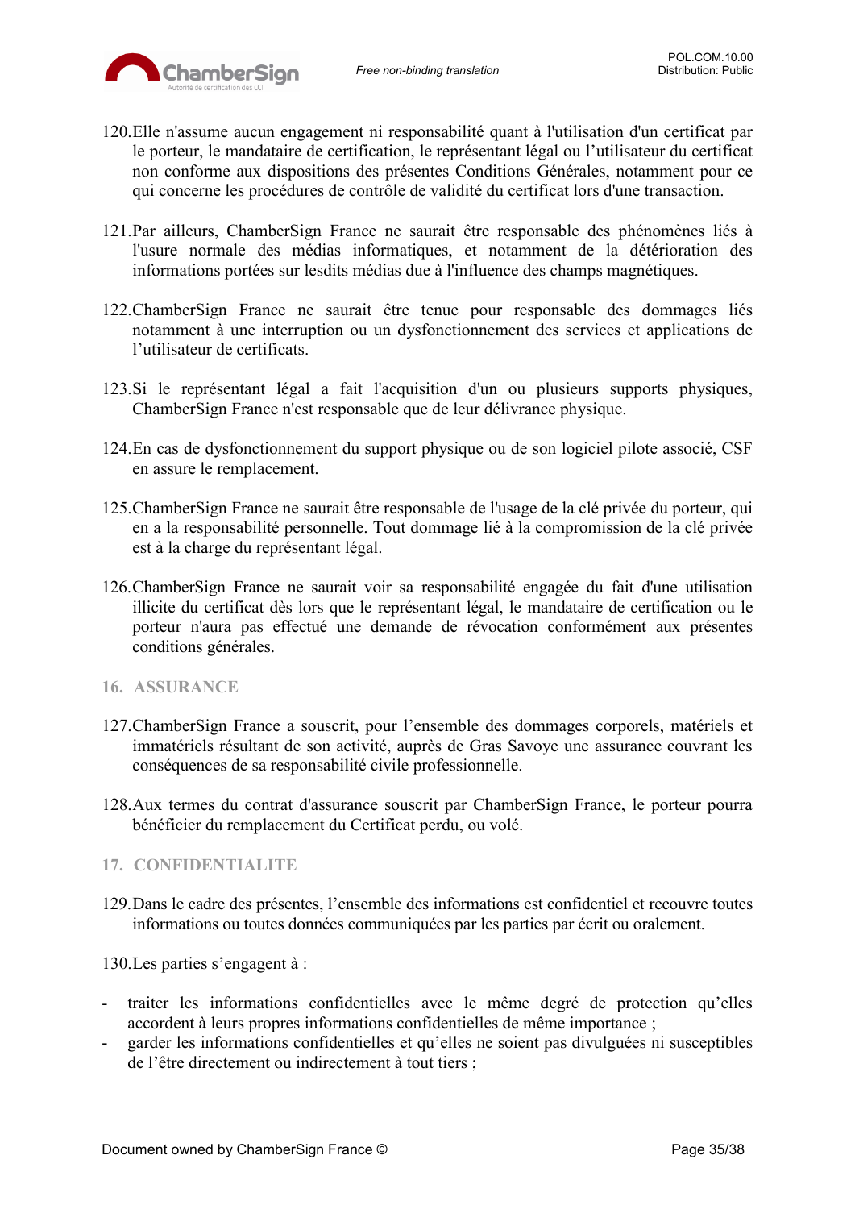120. Elle n'assume aucun engagement ni responsabilité quant à l'utilisation d'un certificat par le porteur, le mandataire de certification, le représentant légal ou l'utilisateur du certificat non conforme aux dispositions des présentes Conditions Générales, notamment pour ce qui concerne les procédures de contrôle de validité du certificat lors d'une transaction.

121. Par ailleurs, ChamberSign France ne saurait être responsable des phénomènes liés à l'usure normale des médias informatiques, et notamment de la détérioration des informations portées sur lesdits médias due à l'influence des champs magnétiques.

122. ChamberSign France ne saurait être tenue pour responsable des dommages liés notamment à une interruption ou un dysfonctionnement des services et applications de l'utilisateur de certificats.

123. Si le représentant légal a fait l'acquisition d'un ou plusieurs supports physiques, ChamberSign France n'est responsable que de leur délivrance physique.

124. En cas de dysfonctionnement du support physique ou de son logiciel pilote associé, CSF en assure le remplacement.

125. ChamberSign France ne saurait être responsable de l'usage de la clé privée du porteur, qui en a la responsabilité personnelle. Tout dommage lié à la compromission de la clé privée est à la charge du représentant légal.

126. ChamberSign France ne saurait voir sa responsabilité engagée du fait d'une utilisation illicite du certificat dès lors que le représentant légal, le mandataire de certification ou le porteur n'aura pas effectué une demande de révocation conformément aux présentes conditions générales.

## 16. ASSURANCE

127. ChamberSign France a souscrit, pour l'ensemble des dommages corporels, matériels et immatériels résultant de son activité, auprès de Gras Savoye une assurance couvrant les conséquences de sa responsabilité civile professionnelle.

128. Aux termes du contrat d'assurance souscrit par ChamberSign France, le porteur pourra bénéficier du remplacement du Certificat perdu, ou volé.

## 17. CONFIDENTIALITE

129. Dans le cadre des présentes, l'ensemble des informations est confidentiel et recouvre toutes informations ou toutes données communiquées par les parties par écrit ou oralement.

130. Les parties s'engagent à :

- traiter les informations confidentielles avec le même degré de protection qu'elles accordent à leurs propres informations confidentielles de même importance ;
- garder les informations confidentielles et qu'elles ne soient pas divulguées ni susceptibles de l'être directement ou indirectement à tout tiers ;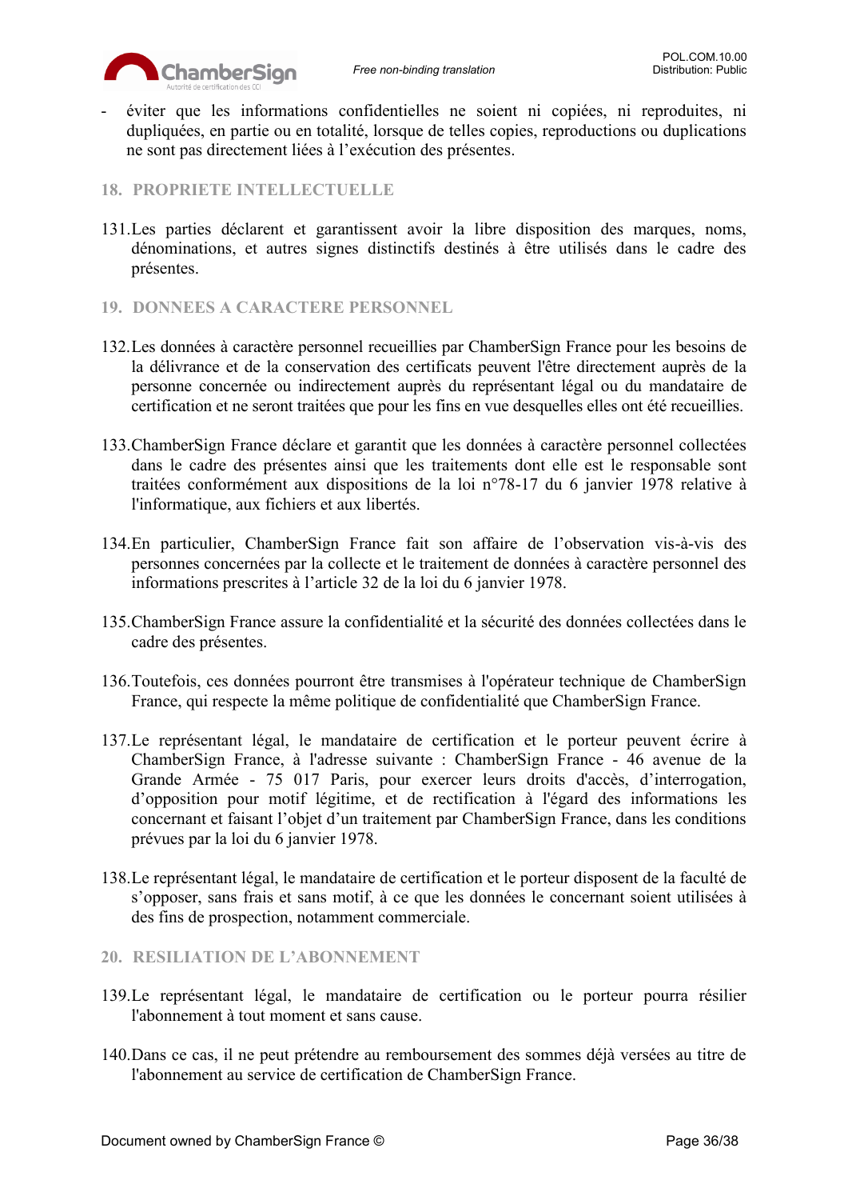- éviter que les informations confidentielles ne soient ni copiées, ni reproduites, ni dupliquées, en partie ou en totalité, lorsque de telles copies, reproductions ou duplications ne sont pas directement liées à l'exécution des présentes.

## 18. PROPRIETE INTELLECTUELLE

131. Les parties déclarent et garantissent avoir la libre disposition des marques, noms, dénominations, et autres signes distinctifs destinés à être utilisés dans le cadre des présentes.

## 19. DONNEES A CARACTERE PERSONNEL

132. Les données à caractère personnel recueillies par ChamberSign France pour les besoins de la délivrance et de la conservation des certificats peuvent l'être directement auprès de la personne concernée ou indirectement auprès du représentant légal ou du mandataire de certification et ne seront traitées que pour les fins en vue desquelles elles ont été recueillies.

133. ChamberSign France déclare et garantit que les données à caractère personnel collectées dans le cadre des présentes ainsi que les traitements dont elle est le responsable sont traitées conformément aux dispositions de la loi n°78-17 du 6 janvier 1978 relative à l'informatique, aux fichiers et aux libertés.

134. En particulier, ChamberSign France fait son affaire de l'observation vis-à-vis des personnes concernées par la collecte et le traitement de données à caractère personnel des informations prescrites à l'article 32 de la loi du 6 janvier 1978.

135. ChamberSign France assure la confidentialité et la sécurité des données collectées dans le cadre des présentes.

136. Toutefois, ces données pourront être transmises à l'opérateur technique de ChamberSign France, qui respecte la même politique de confidentialité que ChamberSign France.

137. Le représentant légal, le mandataire de certification et le porteur peuvent écrire à ChamberSign France, à l'adresse suivante : ChamberSign France - 46 avenue de la Grande Armée - 75 017 Paris, pour exercer leurs droits d'accès, d'interrogation, d'opposition pour motif légitime, et de rectification à l'égard des informations les concernant et faisant l'objet d'un traitement par ChamberSign France, dans les conditions prévues par la loi du 6 janvier 1978.

138. Le représentant légal, le mandataire de certification et le porteur disposent de la faculté de s'opposer, sans frais et sans motif, à ce que les données le concernant soient utilisées à des fins de prospection, notamment commerciale.

## 20. RESILIATION DE L'ABONNEMENT

139. Le représentant légal, le mandataire de certification ou le porteur pourra résilier l'abonnement à tout moment et sans cause.

140. Dans ce cas, il ne peut prétendre au remboursement des sommes déjà versées au titre de l'abonnement au service de certification de ChamberSign France.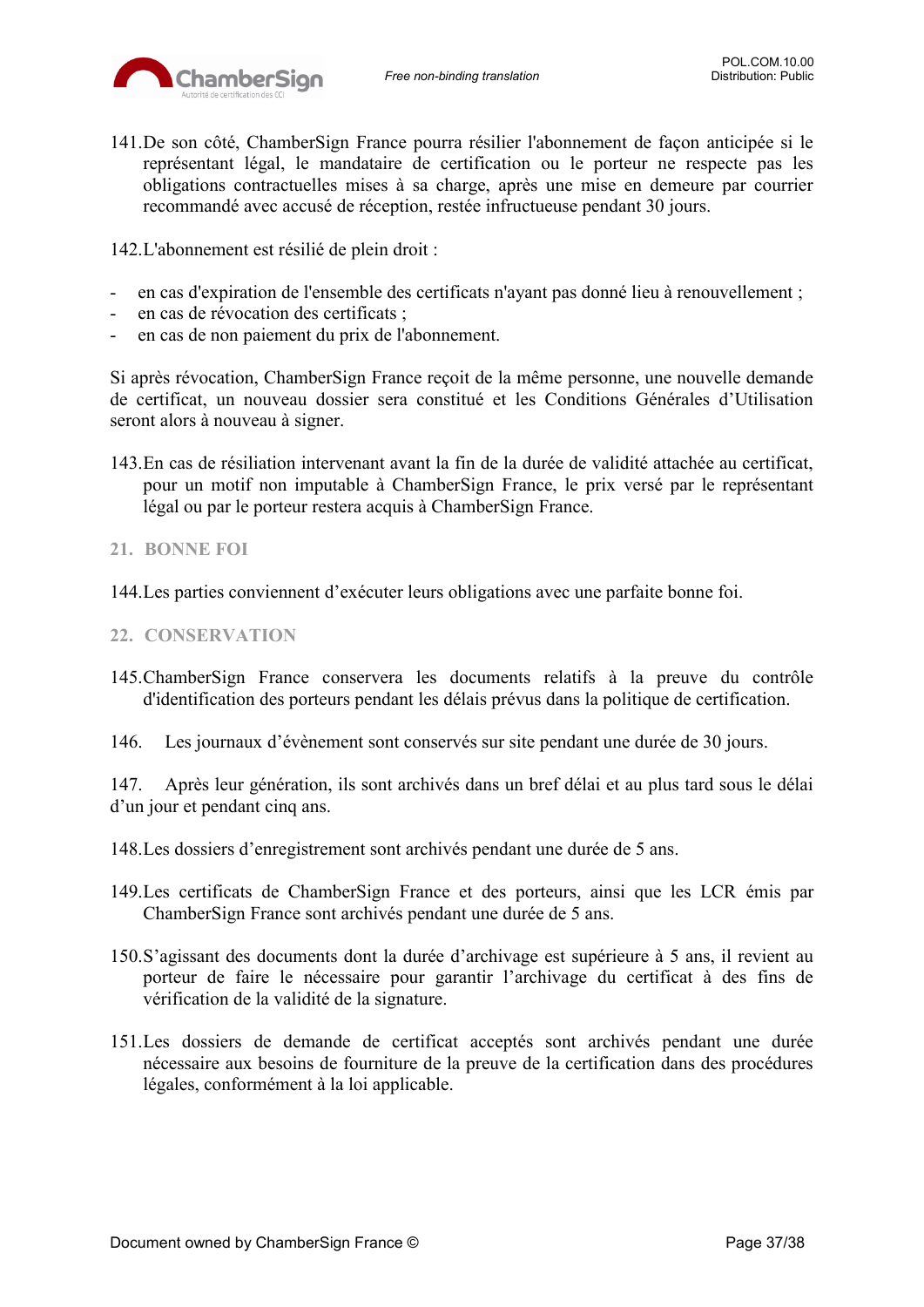141. De son côté, ChamberSign France pourra résilier l'abonnement de façon anticipée si le représentant légal, le mandataire de certification ou le porteur ne respecte pas les obligations contractuelles mises à sa charge, après une mise en demeure par courrier recommandé avec accusé de réception, restée infructueuse pendant 30 jours.

142. L'abonnement est résilié de plein droit :

- en cas d'expiration de l'ensemble des certificats n'ayant pas donné lieu à renouvellement ;
- en cas de révocation des certificats ;
- en cas de non paiement du prix de l'abonnement.

Si après révocation, ChamberSign France reçoit de la même personne, une nouvelle demande de certificat, un nouveau dossier sera constitué et les Conditions Générales d'Utilisation seront alors à nouveau à signer.

143. En cas de résiliation intervenant avant la fin de la durée de validité attachée au certificat, pour un motif non imputable à ChamberSign France, le prix versé par le représentant légal ou par le porteur restera acquis à ChamberSign France.

## 21. BONNE FOI

144. Les parties conviennent d'exécuter leurs obligations avec une parfaite bonne foi.

## 22. CONSERVATION

145. ChamberSign France conservera les documents relatifs à la preuve du contrôle d'identification des porteurs pendant les délais prévus dans la politique de certification.

146. Les journaux d'évènement sont conservés sur site pendant une durée de 30 jours.

147. Après leur génération, ils sont archivés dans un bref délai et au plus tard sous le délai d'un jour et pendant cinq ans.

148. Les dossiers d'enregistrement sont archivés pendant une durée de 5 ans.

149. Les certificats de ChamberSign France et des porteurs, ainsi que les LCR émis par ChamberSign France sont archivés pendant une durée de 5 ans.

150. S'agissant des documents dont la durée d'archivage est supérieure à 5 ans, il revient au porteur de faire le nécessaire pour garantir l'archivage du certificat à des fins de vérification de la validité de la signature.

151. Les dossiers de demande de certificat acceptés sont archivés pendant une durée nécessaire aux besoins de fourniture de la preuve de la certification dans des procédures légales, conformément à la loi applicable.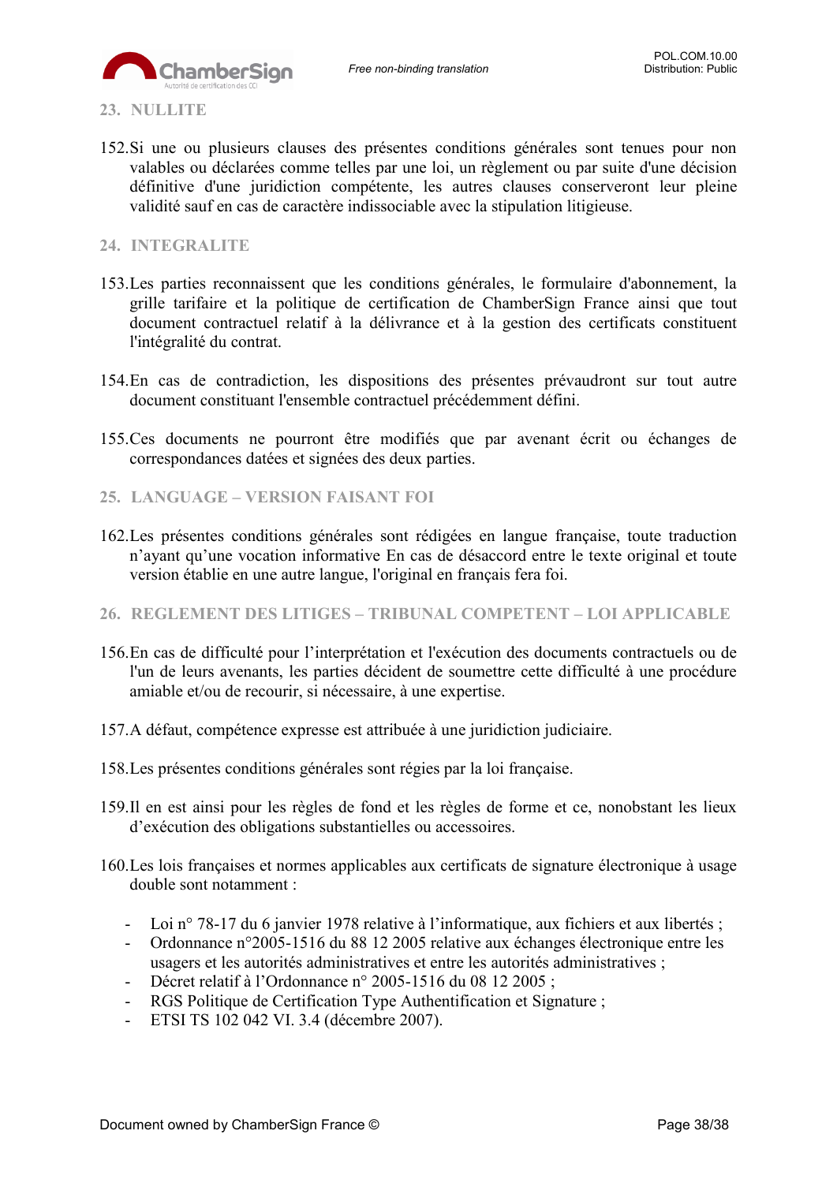## 23. NULLITE

152.Si une ou plusieurs clauses des présentes conditions générales sont tenues pour non valables ou déclarées comme telles par une loi, un règlement ou par suite d'une décision définitive d'une juridiction compétente, les autres clauses conserveront leur pleine validité sauf en cas de caractère indissociable avec la stipulation litigieuse.

## 24. INTEGRALITE

153.Les parties reconnaissent que les conditions générales, le formulaire d'abonnement, la grille tarifaire et la politique de certification de ChamberSign France ainsi que tout document contractuel relatif à la délivrance et à la gestion des certificats constituent l'intégralité du contrat.

154.En cas de contradiction, les dispositions des présentes prévaudront sur tout autre document constituant l'ensemble contractuel précédemment défini.

155.Ces documents ne pourront être modifiés que par avenant écrit ou échanges de correspondances datées et signées des deux parties.

## 25. LANGUAGE – VERSION FAISANT FOI

162.Les présentes conditions générales sont rédigées en langue française, toute traduction n'ayant qu'une vocation informative En cas de désaccord entre le texte original et toute version établie en une autre langue, l'original en français fera foi.

## 26. REGLEMENT DES LITIGES – TRIBUNAL COMPETENT – LOI APPLICABLE

156.En cas de difficulté pour l'interprétation et l'exécution des documents contractuels ou de l'un de leurs avenants, les parties décident de soumettre cette difficulté à une procédure amiable et/ou de recourir, si nécessaire, à une expertise.

157.A défaut, compétence expresse est attribuée à une juridiction judiciaire.

158.Les présentes conditions générales sont régies par la loi française.

159.Il en est ainsi pour les règles de fond et les règles de forme et ce, nonobstant les lieux d'exécution des obligations substantielles ou accessoires.

160.Les lois françaises et normes applicables aux certificats de signature électronique à usage double sont notamment :

- Loi n° 78-17 du 6 janvier 1978 relative à l'informatique, aux fichiers et aux libertés ;
- Ordonnance n°2005-1516 du 88 12 2005 relative aux échanges électronique entre les usagers et les autorités administratives et entre les autorités administratives ;
- Décret relatif à l'Ordonnance n° 2005-1516 du 08 12 2005 ;
- RGS Politique de Certification Type Authentification et Signature ;
- ETSI TS 102 042 VI. 3.4 (décembre 2007).